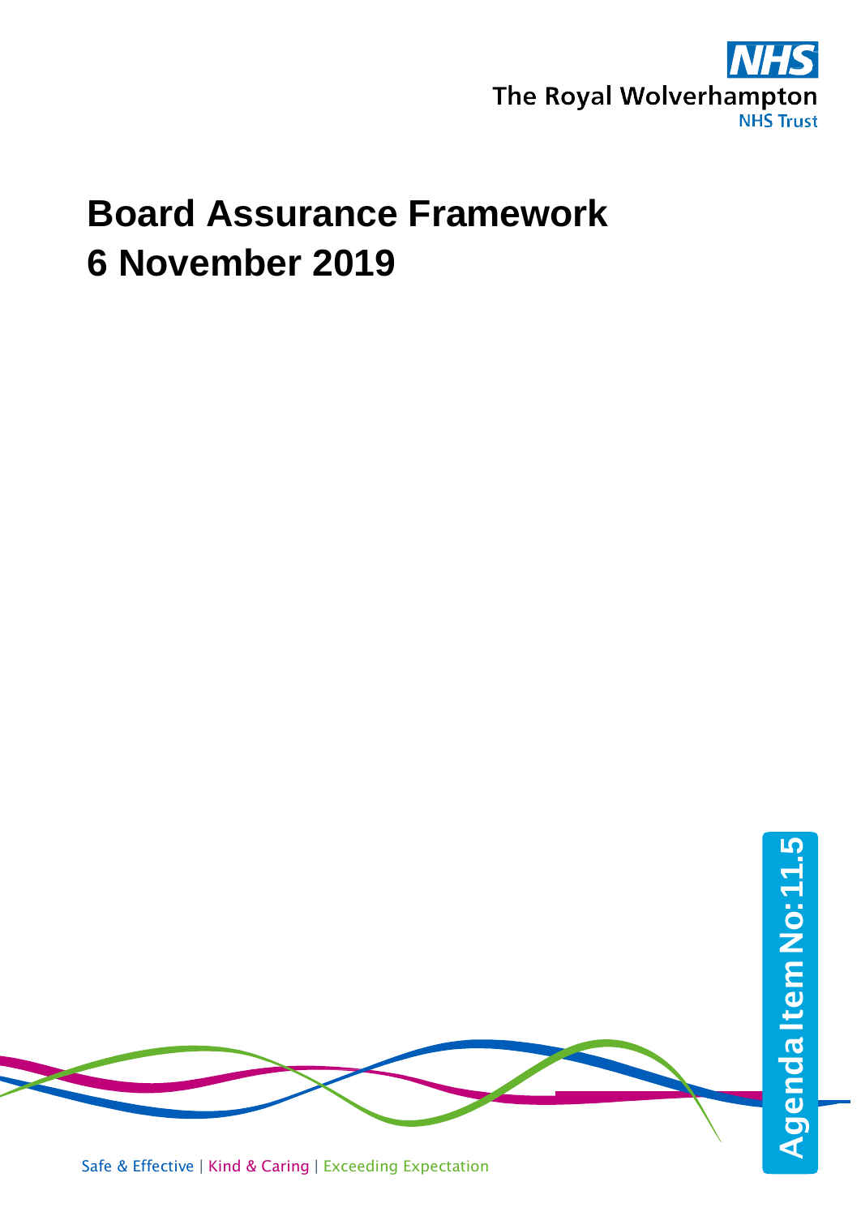The Royal Wolverhampton NHS Trust

# Board Assurance Framework
# 6 November 2019

Agenda Item No: 11.5

Safe & Effective | Kind & Caring | Exceeding Expectation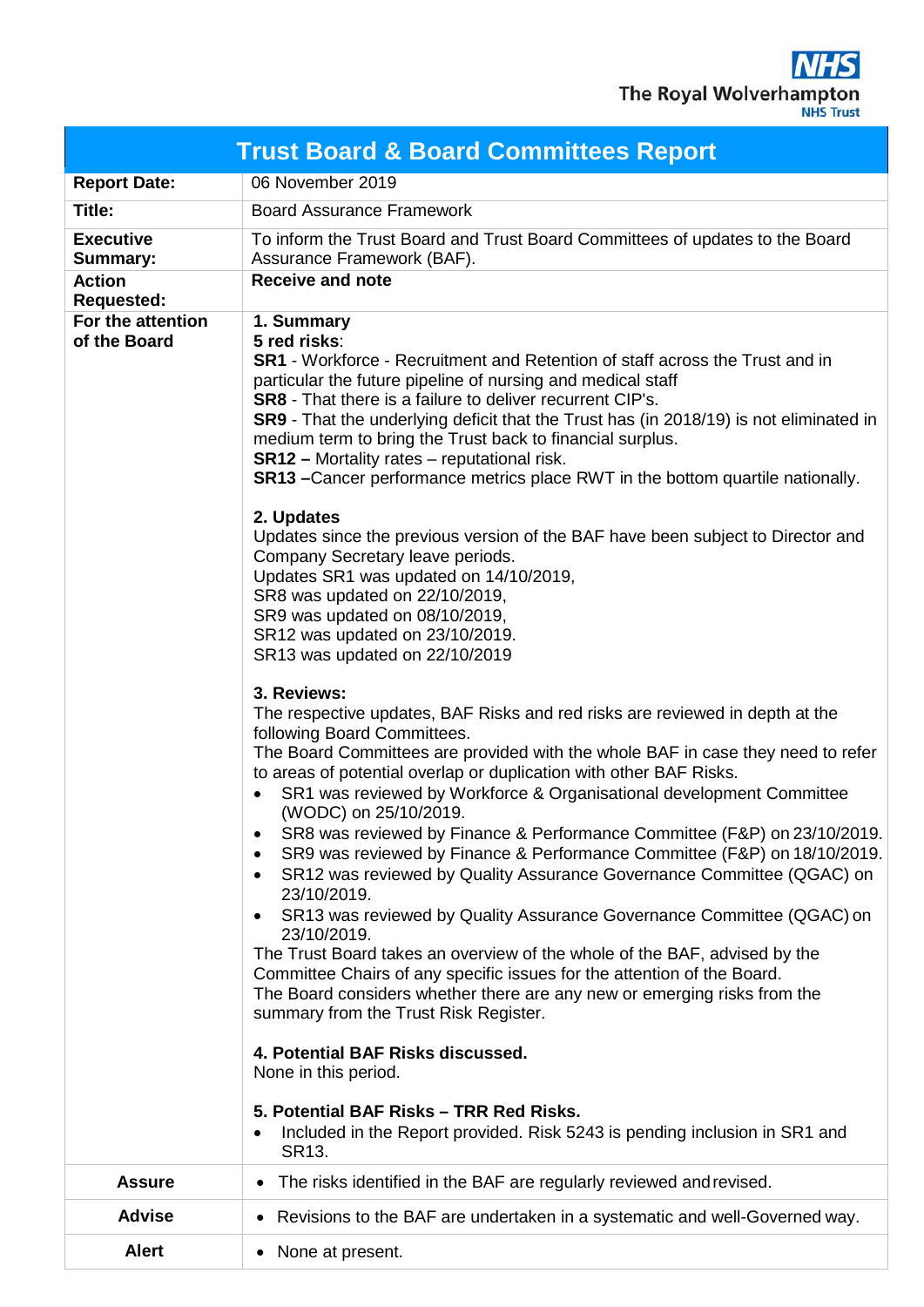The Royal Wolverhampton NHS Trust

| Trust Board & Board Committees Report | |
|---|---|
| **Report Date:** | 06 November 2019 |
| **Title:** | Board Assurance Framework |
| **Executive Summary:** | To inform the Trust Board and Trust Board Committees of updates to the Board Assurance Framework (BAF). |
| **Action Requested:** | **Receive and note** |
| **For the attention of the Board** | **1. Summary**<br>**5 red risks**:<br>**SR1** - Workforce - Recruitment and Retention of staff across the Trust and in particular the future pipeline of nursing and medical staff<br>**SR8** - That there is a failure to deliver recurrent CIP's.<br>**SR9** - That the underlying deficit that the Trust has (in 2018/19) is not eliminated in medium term to bring the Trust back to financial surplus.<br>**SR12 –** Mortality rates – reputational risk.<br>**SR13 –**Cancer performance metrics place RWT in the bottom quartile nationally.<br><br>**2. Updates**<br>Updates since the previous version of the BAF have been subject to Director and Company Secretary leave periods.<br>Updates SR1 was updated on 14/10/2019,<br>SR8 was updated on 22/10/2019,<br>SR9 was updated on 08/10/2019,<br>SR12 was updated on 23/10/2019.<br>SR13 was updated on 22/10/2019<br><br>**3. Reviews:**<br>The respective updates, BAF Risks and red risks are reviewed in depth at the following Board Committees.<br>The Board Committees are provided with the whole BAF in case they need to refer to areas of potential overlap or duplication with other BAF Risks.<br>• SR1 was reviewed by Workforce & Organisational development Committee (WODC) on 25/10/2019.<br>• SR8 was reviewed by Finance & Performance Committee (F&P) on 23/10/2019.<br>• SR9 was reviewed by Finance & Performance Committee (F&P) on 18/10/2019.<br>• SR12 was reviewed by Quality Assurance Governance Committee (QGAC) on 23/10/2019.<br>• SR13 was reviewed by Quality Assurance Governance Committee (QGAC) on 23/10/2019.<br>The Trust Board takes an overview of the whole of the BAF, advised by the Committee Chairs of any specific issues for the attention of the Board.<br>The Board considers whether there are any new or emerging risks from the summary from the Trust Risk Register.<br><br>**4. Potential BAF Risks discussed.**<br>None in this period.<br><br>**5. Potential BAF Risks – TRR Red Risks.**<br>• Included in the Report provided. Risk 5243 is pending inclusion in SR1 and SR13. |
| **Assure** | • The risks identified in the BAF are regularly reviewed and revised. |
| **Advise** | • Revisions to the BAF are undertaken in a systematic and well-Governed way. |
| **Alert** | • None at present. |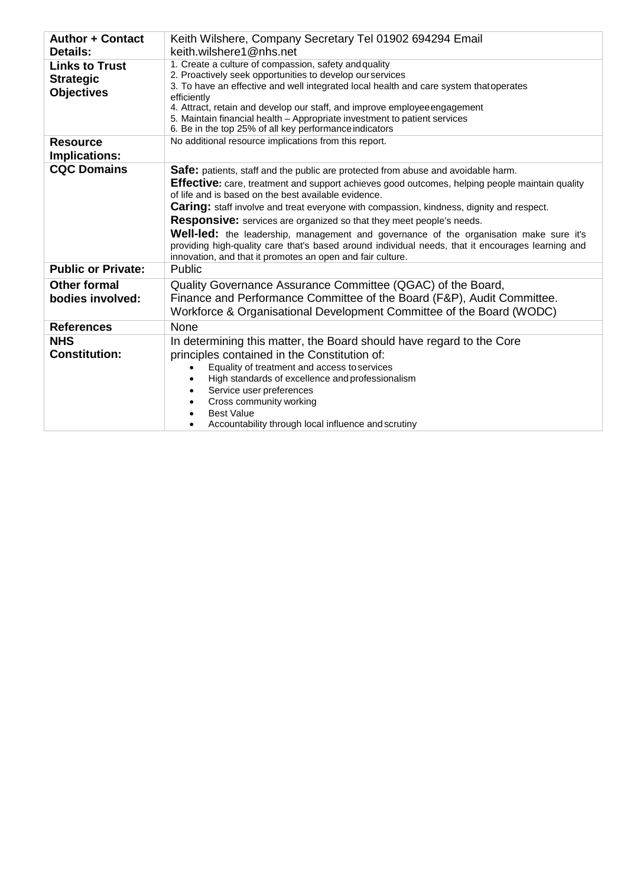| | |
|---|---|
| **Author + Contact Details:** | Keith Wilshere, Company Secretary Tel 01902 694294 Email keith.wilshere1@nhs.net |
| **Links to Trust Strategic Objectives** | 1. Create a culture of compassion, safety and quality<br>2. Proactively seek opportunities to develop our services<br>3. To have an effective and well integrated local health and care system that operates efficiently<br>4. Attract, retain and develop our staff, and improve employee engagement<br>5. Maintain financial health – Appropriate investment to patient services<br>6. Be in the top 25% of all key performance indicators |
| **Resource Implications:** | No additional resource implications from this report. |
| **CQC Domains** | **Safe:** patients, staff and the public are protected from abuse and avoidable harm.<br>**Effective:** care, treatment and support achieves good outcomes, helping people maintain quality of life and is based on the best available evidence.<br>**Caring:** staff involve and treat everyone with compassion, kindness, dignity and respect.<br>**Responsive:** services are organized so that they meet people's needs.<br>**Well-led:** the leadership, management and governance of the organisation make sure it's providing high-quality care that's based around individual needs, that it encourages learning and innovation, and that it promotes an open and fair culture. |
| **Public or Private:** | Public |
| **Other formal bodies involved:** | Quality Governance Assurance Committee (QGAC) of the Board, Finance and Performance Committee of the Board (F&P), Audit Committee. Workforce & Organisational Development Committee of the Board (WODC) |
| **References** | None |
| **NHS Constitution:** | In determining this matter, the Board should have regard to the Core principles contained in the Constitution of:<br>• Equality of treatment and access to services<br>• High standards of excellence and professionalism<br>• Service user preferences<br>• Cross community working<br>• Best Value<br>• Accountability through local influence and scrutiny |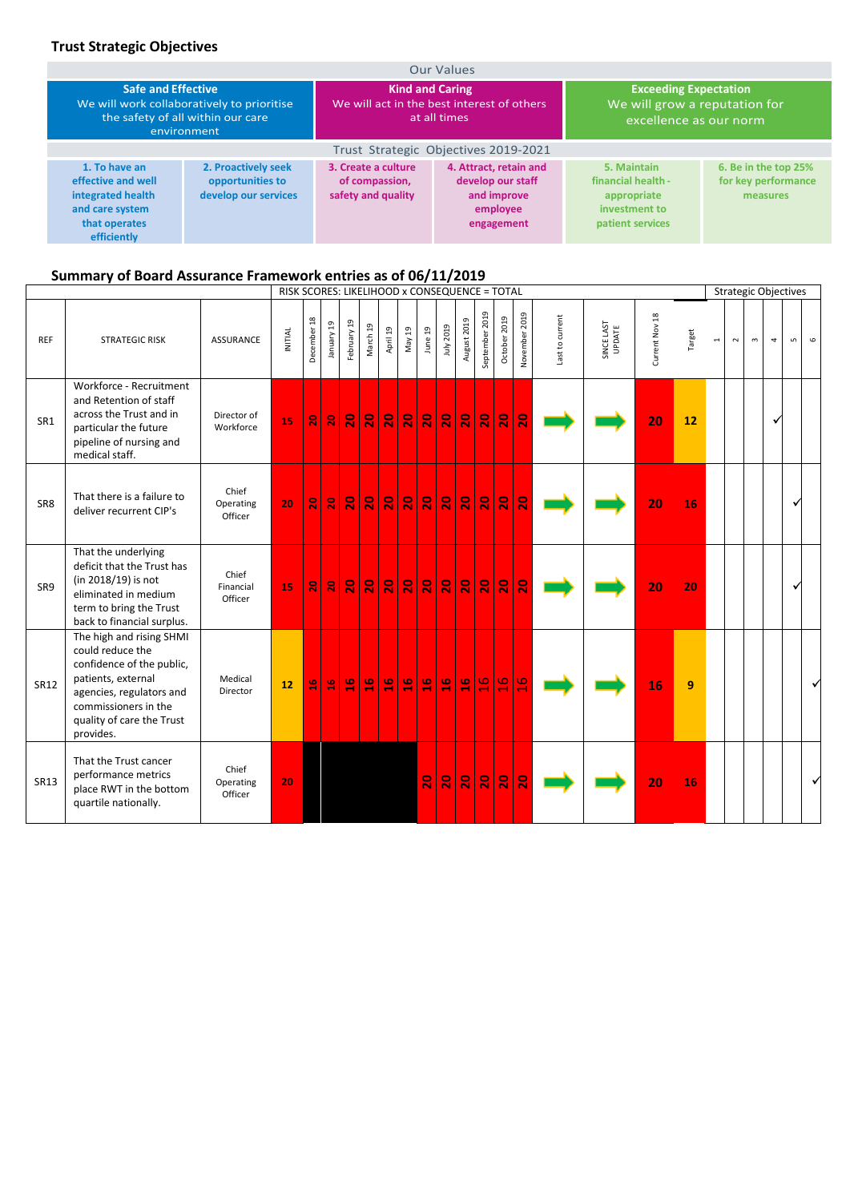## Trust Strategic Objectives

| Our Values | | | | | |
|---|---|---|---|---|---|
| **Safe and Effective** We will work collaboratively to prioritise the safety of all within our care environment | | **Kind and Caring** We will act in the best interest of others at all times | | **Exceeding Expectation** We will grow a reputation for excellence as our norm | |
| Trust Strategic Objectives 2019-2021 | | | | | |
| **1. To have an effective and well integrated health and care system that operates efficiently** | **2. Proactively seek opportunities to develop our services** | **3. Create a culture of compassion, safety and quality** | **4. Attract, retain and develop our staff and improve employee engagement** | **5. Maintain financial health - appropriate investment to patient services** | **6. Be in the top 25% for key performance measures** |

## Summary of Board Assurance Framework entries as of 06/11/2019

| REF | STRATEGIC RISK | ASSURANCE | INITIAL | December 18 | January 19 | February 19 | March 19 | April 19 | May 19 | June 19 | July 2019 | August 2019 | September 2019 | October 2019 | November 2019 | Last to current | SINCE LAST UPDATE | Current Nov 18 | Target | 1 | 2 | 3 | 4 | 5 | 6 |
|---|---|---|---|---|---|---|---|---|---|---|---|---|---|---|---|---|---|---|---|---|---|---|---|---|---|
| SR1 | Workforce - Recruitment and Retention of staff across the Trust and in particular the future pipeline of nursing and medical staff. | Director of Workforce | 15 | 20 | 20 | 20 | 20 | 20 | 20 | 20 | 20 | 20 | 20 | 20 | 20 | → | → | 20 | 12 | | | | ✓ | | |
| SR8 | That there is a failure to deliver recurrent CIP's | Chief Operating Officer | 20 | 20 | 20 | 20 | 20 | 20 | 20 | 20 | 20 | 20 | 20 | 20 | 20 | → | → | 20 | 16 | | | | | ✓ | |
| SR9 | That the underlying deficit that the Trust has (in 2018/19) is not eliminated in medium term to bring the Trust back to financial surplus. | Chief Financial Officer | 15 | 20 | 20 | 20 | 20 | 20 | 20 | 20 | 20 | 20 | 20 | 20 | 20 | → | → | 20 | 20 | | | | | ✓ | |
| SR12 | The high and rising SHMI could reduce the confidence of the public, patients, external agencies, regulators and commissioners in the quality of care the Trust provides. | Medical Director | 12 | 16 | 16 | 16 | 16 | 16 | 16 | 16 | 16 | 16 | 16 | 16 | 16 | → | → | 16 | 9 | | | | | | ✓ |
| SR13 | That the Trust cancer performance metrics place RWT in the bottom quartile nationally. | Chief Operating Officer | 20 | | | | | | | 20 | 20 | 20 | 20 | 20 | 20 | → | → | 20 | 16 | | | | | | ✓ |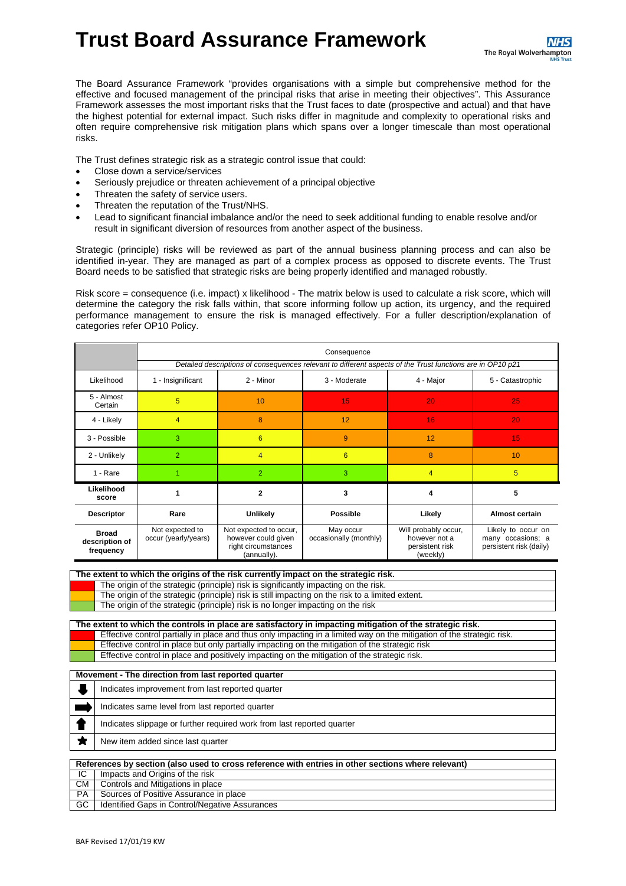# Trust Board Assurance Framework

The Board Assurance Framework "provides organisations with a simple but comprehensive method for the effective and focused management of the principal risks that arise in meeting their objectives". This Assurance Framework assesses the most important risks that the Trust faces to date (prospective and actual) and that have the highest potential for external impact. Such risks differ in magnitude and complexity to operational risks and often require comprehensive risk mitigation plans which spans over a longer timescale than most operational risks.

The Trust defines strategic risk as a strategic control issue that could:

- Close down a service/services
- Seriously prejudice or threaten achievement of a principal objective
- Threaten the safety of service users.
- Threaten the reputation of the Trust/NHS.
- Lead to significant financial imbalance and/or the need to seek additional funding to enable resolve and/or result in significant diversion of resources from another aspect of the business.

Strategic (principle) risks will be reviewed as part of the annual business planning process and can also be identified in-year. They are managed as part of a complex process as opposed to discrete events. The Trust Board needs to be satisfied that strategic risks are being properly identified and managed robustly.

Risk score = consequence (i.e. impact) x likelihood - The matrix below is used to calculate a risk score, which will determine the category the risk falls within, that score informing follow up action, its urgency, and the required performance management to ensure the risk is managed effectively. For a fuller description/explanation of categories refer OP10 Policy.

| | Consequence | | | | |
|---|---|---|---|---|---|
| | *Detailed descriptions of consequences relevant to different aspects of the Trust functions are in OP10 p21* | | | | |
| Likelihood | 1 - Insignificant | 2 - Minor | 3 - Moderate | 4 - Major | 5 - Catastrophic |
| 5 - Almost Certain | 5 | 10 | 15 | 20 | 25 |
| 4 - Likely | 4 | 8 | 12 | 16 | 20 |
| 3 - Possible | 3 | 6 | 9 | 12 | 15 |
| 2 - Unlikely | 2 | 4 | 6 | 8 | 10 |
| 1 - Rare | 1 | 2 | 3 | 4 | 5 |
| **Likelihood score** | **1** | **2** | **3** | **4** | **5** |
| **Descriptor** | **Rare** | **Unlikely** | **Possible** | **Likely** | **Almost certain** |
| **Broad description of frequency** | Not expected to occur (yearly/years) | Not expected to occur, however could given right circumstances (annually). | May occur occasionally (monthly) | Will probably occur, however not a persistent risk (weekly) | Likely to occur on many occasions; a persistent risk (daily) |

| **The extent to which the origins of the risk currently impact on the strategic risk.** | |
|---|---|
| Red | The origin of the strategic (principle) risk is significantly impacting on the risk. |
| Amber | The origin of the strategic (principle) risk is still impacting on the risk to a limited extent. |
| Green | The origin of the strategic (principle) risk is no longer impacting on the risk |

| **The extent to which the controls in place are satisfactory in impacting mitigation of the strategic risk.** | |
|---|---|
| Red | Effective control partially in place and thus only impacting in a limited way on the mitigation of the strategic risk. |
| Amber | Effective control in place but only partially impacting on the mitigation of the strategic risk |
| Green | Effective control in place and positively impacting on the mitigation of the strategic risk. |

| **Movement - The direction from last reported quarter** | |
|---|---|
| ⬇ | Indicates improvement from last reported quarter |
| ➡ | Indicates same level from last reported quarter |
| ⬆ | Indicates slippage or further required work from last reported quarter |
| ★ | New item added since last quarter |

| **References by section (also used to cross reference with entries in other sections where relevant)** | |
|---|---|
| IC | Impacts and Origins of the risk |
| CM | Controls and Mitigations in place |
| PA | Sources of Positive Assurance in place |
| GC | Identified Gaps in Control/Negative Assurances |

BAF Revised 17/01/19 KW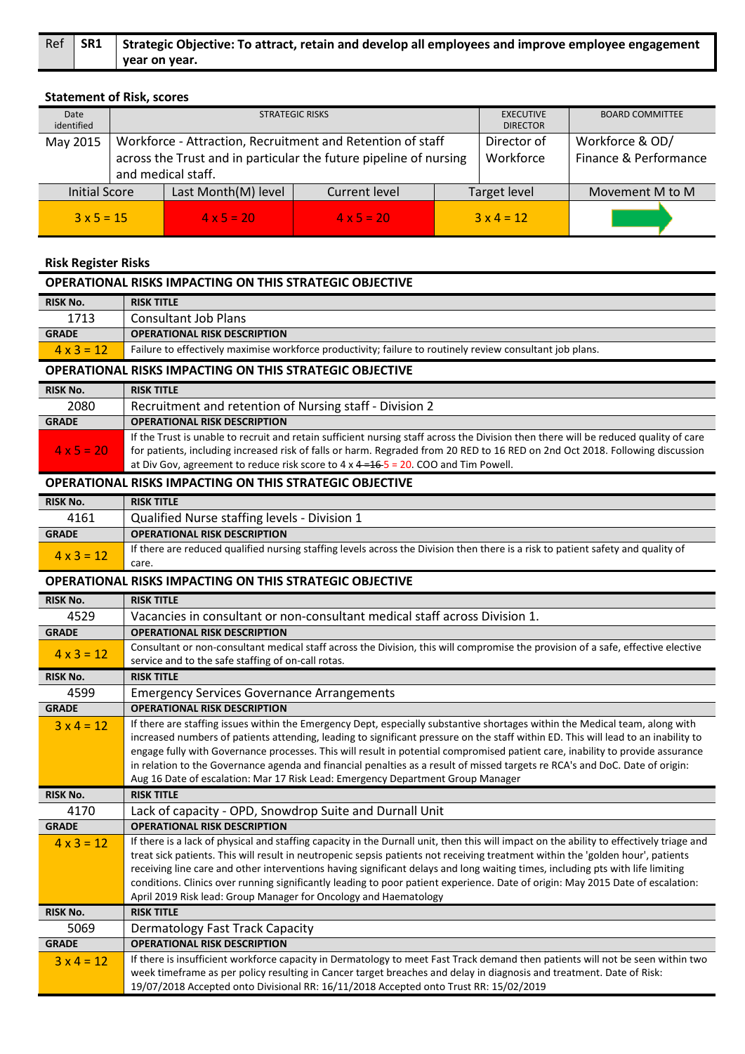| Ref | SR1 | Strategic Objective: To attract, retain and develop all employees and improve employee engagement year on year. |
|---|---|---|

### Statement of Risk, scores

| Date identified | STRATEGIC RISKS | EXECUTIVE DIRECTOR | BOARD COMMITTEE |
|---|---|---|---|
| May 2015 | Workforce - Attraction, Recruitment and Retention of staff across the Trust and in particular the future pipeline of nursing and medical staff. | Director of Workforce | Workforce & OD/ Finance & Performance |

| Initial Score | Last Month(M) level | Current level | Target level | Movement M to M |
|---|---|---|---|---|
| 3 x 5 = 15 | 4 x 5 = 20 | 4 x 5 = 20 | 3 x 4 = 12 | → |

### Risk Register Risks

**OPERATIONAL RISKS IMPACTING ON THIS STRATEGIC OBJECTIVE**

| RISK No. | RISK TITLE |
|---|---|
| 1713 | Consultant Job Plans |
| **GRADE** | **OPERATIONAL RISK DESCRIPTION** |
| 4 x 3 = 12 | Failure to effectively maximise workforce productivity; failure to routinely review consultant job plans. |

**OPERATIONAL RISKS IMPACTING ON THIS STRATEGIC OBJECTIVE**

| RISK No. | RISK TITLE |
|---|---|
| 2080 | Recruitment and retention of Nursing staff - Division 2 |
| **GRADE** | **OPERATIONAL RISK DESCRIPTION** |
| 4 x 5 = 20 | If the Trust is unable to recruit and retain sufficient nursing staff across the Division then there will be reduced quality of care for patients, including increased risk of falls or harm. Regraded from 20 RED to 16 RED on 2nd Oct 2018. Following discussion at Div Gov, agreement to reduce risk score to 4 x ~~4 =16~~ 5 = 20. COO and Tim Powell. |

**OPERATIONAL RISKS IMPACTING ON THIS STRATEGIC OBJECTIVE**

| RISK No. | RISK TITLE |
|---|---|
| 4161 | Qualified Nurse staffing levels - Division 1 |
| **GRADE** | **OPERATIONAL RISK DESCRIPTION** |
| 4 x 3 = 12 | If there are reduced qualified nursing staffing levels across the Division then there is a risk to patient safety and quality of care. |

**OPERATIONAL RISKS IMPACTING ON THIS STRATEGIC OBJECTIVE**

| RISK No. | RISK TITLE |
|---|---|
| 4529 | Vacancies in consultant or non-consultant medical staff across Division 1. |
| **GRADE** | **OPERATIONAL RISK DESCRIPTION** |
| 4 x 3 = 12 | Consultant or non-consultant medical staff across the Division, this will compromise the provision of a safe, effective elective service and to the safe staffing of on-call rotas. |
| **RISK No.** | **RISK TITLE** |
| 4599 | Emergency Services Governance Arrangements |
| **GRADE** | **OPERATIONAL RISK DESCRIPTION** |
| 3 x 4 = 12 | If there are staffing issues within the Emergency Dept, especially substantive shortages within the Medical team, along with increased numbers of patients attending, leading to significant pressure on the staff within ED. This will lead to an inability to engage fully with Governance processes. This will result in potential compromised patient care, inability to provide assurance in relation to the Governance agenda and financial penalties as a result of missed targets re RCA's and DoC. Date of origin: Aug 16 Date of escalation: Mar 17 Risk Lead: Emergency Department Group Manager |
| **RISK No.** | **RISK TITLE** |
| 4170 | Lack of capacity - OPD, Snowdrop Suite and Durnall Unit |
| **GRADE** | **OPERATIONAL RISK DESCRIPTION** |
| 4 x 3 = 12 | If there is a lack of physical and staffing capacity in the Durnall unit, then this will impact on the ability to effectively triage and treat sick patients. This will result in neutropenic sepsis patients not receiving treatment within the 'golden hour', patients receiving line care and other interventions having significant delays and long waiting times, including pts with life limiting conditions. Clinics over running significantly leading to poor patient experience. Date of origin: May 2015 Date of escalation: April 2019 Risk lead: Group Manager for Oncology and Haematology |
| **RISK No.** | **RISK TITLE** |
| 5069 | Dermatology Fast Track Capacity |
| **GRADE** | **OPERATIONAL RISK DESCRIPTION** |
| 3 x 4 = 12 | If there is insufficient workforce capacity in Dermatology to meet Fast Track demand then patients will not be seen within two week timeframe as per policy resulting in Cancer target breaches and delay in diagnosis and treatment. Date of Risk: 19/07/2018 Accepted onto Divisional RR: 16/11/2018 Accepted onto Trust RR: 15/02/2019 |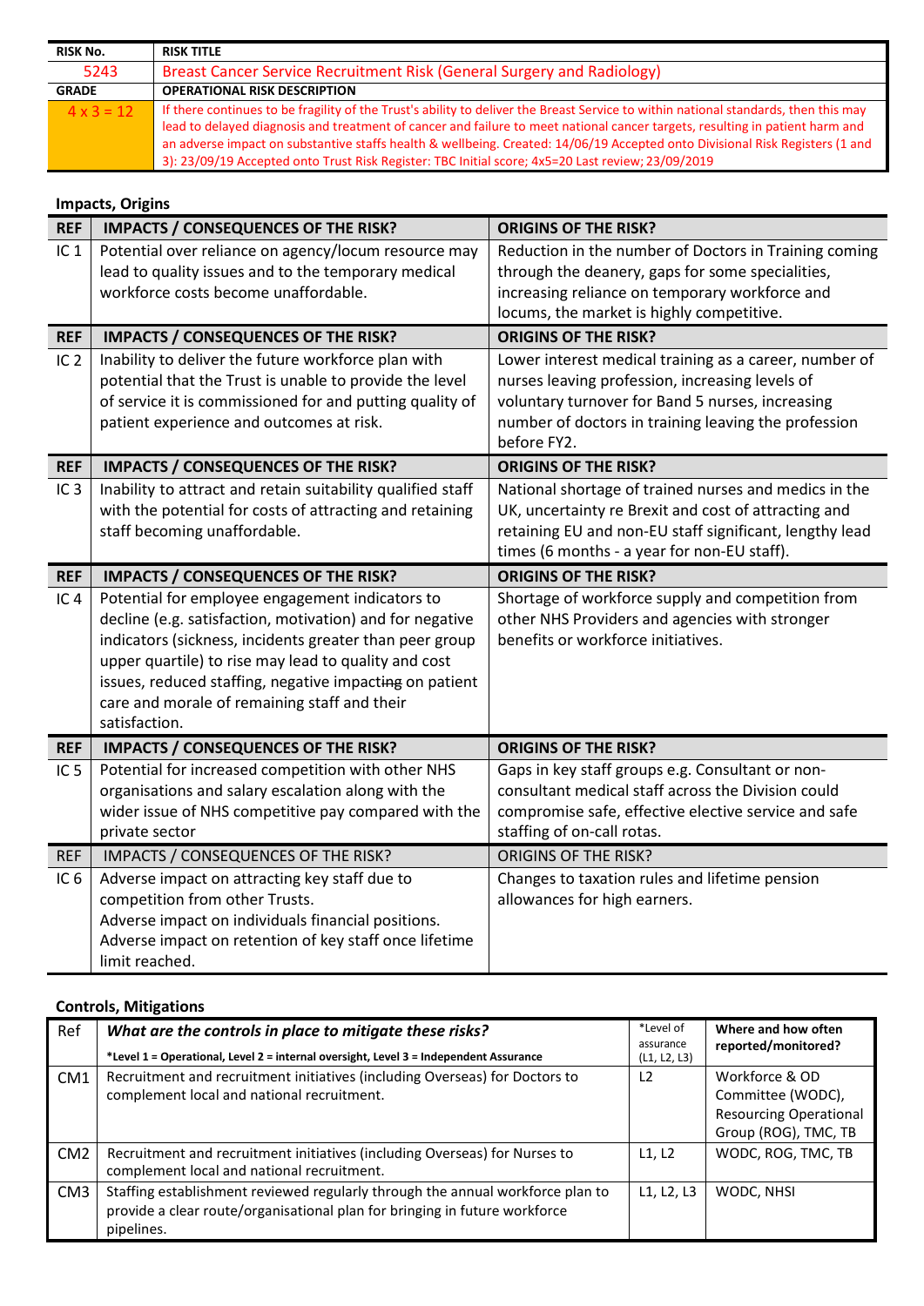| RISK No. | RISK TITLE |
|---|---|
| 5243 | Breast Cancer Service Recruitment Risk (General Surgery and Radiology) |
| **GRADE** | **OPERATIONAL RISK DESCRIPTION** |
| 4 x 3 = 12 | If there continues to be fragility of the Trust's ability to deliver the Breast Service to within national standards, then this may lead to delayed diagnosis and treatment of cancer and failure to meet national cancer targets, resulting in patient harm and an adverse impact on substantive staffs health & wellbeing. Created: 14/06/19 Accepted onto Divisional Risk Registers (1 and 3): 23/09/19 Accepted onto Trust Risk Register: TBC Initial score; 4x5=20 Last review; 23/09/2019 |

**Impacts, Origins**

| REF | IMPACTS / CONSEQUENCES OF THE RISK? | ORIGINS OF THE RISK? |
|---|---|---|
| IC 1 | Potential over reliance on agency/locum resource may lead to quality issues and to the temporary medical workforce costs become unaffordable. | Reduction in the number of Doctors in Training coming through the deanery, gaps for some specialities, increasing reliance on temporary workforce and locums, the market is highly competitive. |
| **REF** | **IMPACTS / CONSEQUENCES OF THE RISK?** | **ORIGINS OF THE RISK?** |
| IC 2 | Inability to deliver the future workforce plan with potential that the Trust is unable to provide the level of service it is commissioned for and putting quality of patient experience and outcomes at risk. | Lower interest medical training as a career, number of nurses leaving profession, increasing levels of voluntary turnover for Band 5 nurses, increasing number of doctors in training leaving the profession before FY2. |
| **REF** | **IMPACTS / CONSEQUENCES OF THE RISK?** | **ORIGINS OF THE RISK?** |
| IC 3 | Inability to attract and retain suitability qualified staff with the potential for costs of attracting and retaining staff becoming unaffordable. | National shortage of trained nurses and medics in the UK, uncertainty re Brexit and cost of attracting and retaining EU and non-EU staff significant, lengthy lead times (6 months - a year for non-EU staff). |
| **REF** | **IMPACTS / CONSEQUENCES OF THE RISK?** | **ORIGINS OF THE RISK?** |
| IC 4 | Potential for employee engagement indicators to decline (e.g. satisfaction, motivation) and for negative indicators (sickness, incidents greater than peer group upper quartile) to rise may lead to quality and cost issues, reduced staffing, negative impacting on patient care and morale of remaining staff and their satisfaction. | Shortage of workforce supply and competition from other NHS Providers and agencies with stronger benefits or workforce initiatives. |
| **REF** | **IMPACTS / CONSEQUENCES OF THE RISK?** | **ORIGINS OF THE RISK?** |
| IC 5 | Potential for increased competition with other NHS organisations and salary escalation along with the wider issue of NHS competitive pay compared with the private sector | Gaps in key staff groups e.g. Consultant or non-consultant medical staff across the Division could compromise safe, effective elective service and safe staffing of on-call rotas. |
| REF | IMPACTS / CONSEQUENCES OF THE RISK? | ORIGINS OF THE RISK? |
| IC 6 | Adverse impact on attracting key staff due to competition from other Trusts.<br>Adverse impact on individuals financial positions.<br>Adverse impact on retention of key staff once lifetime limit reached. | Changes to taxation rules and lifetime pension allowances for high earners. |

**Controls, Mitigations**

| Ref | ***What are the controls in place to mitigate these risks?***<br>**\*Level 1 = Operational, Level 2 = internal oversight, Level 3 = Independent Assurance** | \*Level of assurance (L1, L2, L3) | **Where and how often reported/monitored?** |
|---|---|---|---|
| CM1 | Recruitment and recruitment initiatives (including Overseas) for Doctors to complement local and national recruitment. | L2 | Workforce & OD Committee (WODC), Resourcing Operational Group (ROG), TMC, TB |
| CM2 | Recruitment and recruitment initiatives (including Overseas) for Nurses to complement local and national recruitment. | L1, L2 | WODC, ROG, TMC, TB |
| CM3 | Staffing establishment reviewed regularly through the annual workforce plan to provide a clear route/organisational plan for bringing in future workforce pipelines. | L1, L2, L3 | WODC, NHSI |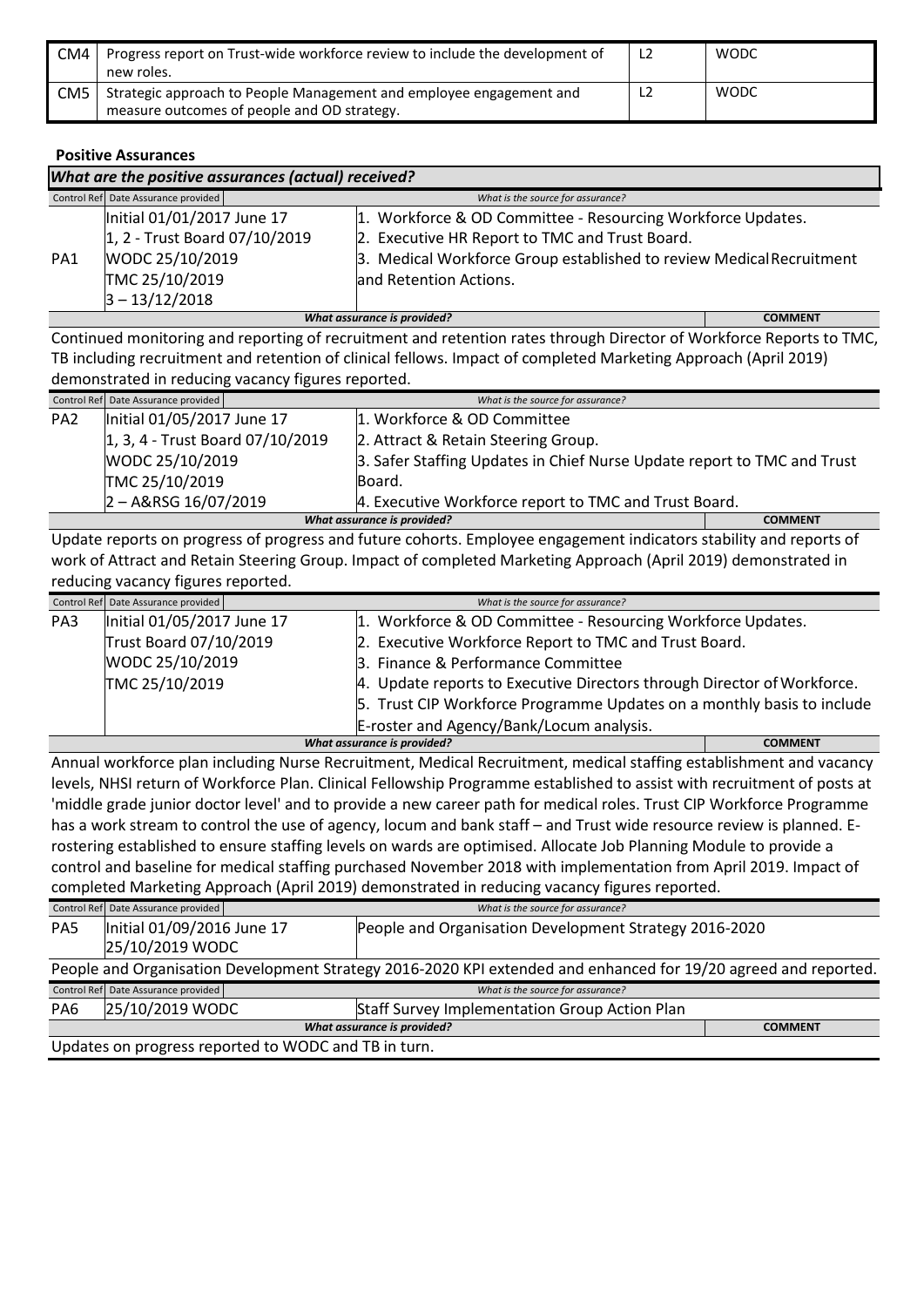| CM4 | Progress report on Trust-wide workforce review to include the development of new roles. | L2 | WODC |
|---|---|---|---|
| CM5 | Strategic approach to People Management and employee engagement and measure outcomes of people and OD strategy. | L2 | WODC |

**Positive Assurances**

***What are the positive assurances (actual) received?***

| Control Ref | Date Assurance provided | What is the source for assurance? |
|---|---|---|
| PA1 | Initial 01/01/2017 June 17<br>1, 2 - Trust Board 07/10/2019<br>WODC 25/10/2019<br>TMC 25/10/2019<br>3 – 13/12/2018 | 1. Workforce & OD Committee - Resourcing Workforce Updates.<br>2. Executive HR Report to TMC and Trust Board.<br>3. Medical Workforce Group established to review Medical Recruitment and Retention Actions. |

| What assurance is provided? | COMMENT |
|---|---|
| Continued monitoring and reporting of recruitment and retention rates through Director of Workforce Reports to TMC, TB including recruitment and retention of clinical fellows. Impact of completed Marketing Approach (April 2019) demonstrated in reducing vacancy figures reported. | |

| Control Ref | Date Assurance provided | What is the source for assurance? |
|---|---|---|
| PA2 | Initial 01/05/2017 June 17<br>1, 3, 4 - Trust Board 07/10/2019<br>WODC 25/10/2019<br>TMC 25/10/2019<br>2 – A&RSG 16/07/2019 | 1. Workforce & OD Committee<br>2. Attract & Retain Steering Group.<br>3. Safer Staffing Updates in Chief Nurse Update report to TMC and Trust Board.<br>4. Executive Workforce report to TMC and Trust Board. |

| What assurance is provided? | COMMENT |
|---|---|
| Update reports on progress of progress and future cohorts. Employee engagement indicators stability and reports of work of Attract and Retain Steering Group. Impact of completed Marketing Approach (April 2019) demonstrated in reducing vacancy figures reported. | |

| Control Ref | Date Assurance provided | What is the source for assurance? |
|---|---|---|
| PA3 | Initial 01/05/2017 June 17<br>Trust Board 07/10/2019<br>WODC 25/10/2019<br>TMC 25/10/2019 | 1. Workforce & OD Committee - Resourcing Workforce Updates.<br>2. Executive Workforce Report to TMC and Trust Board.<br>3. Finance & Performance Committee<br>4. Update reports to Executive Directors through Director of Workforce.<br>5. Trust CIP Workforce Programme Updates on a monthly basis to include E-roster and Agency/Bank/Locum analysis. |

| What assurance is provided? | COMMENT |
|---|---|
| Annual workforce plan including Nurse Recruitment, Medical Recruitment, medical staffing establishment and vacancy levels, NHSI return of Workforce Plan. Clinical Fellowship Programme established to assist with recruitment of posts at 'middle grade junior doctor level' and to provide a new career path for medical roles. Trust CIP Workforce Programme has a work stream to control the use of agency, locum and bank staff – and Trust wide resource review is planned. E-rostering established to ensure staffing levels on wards are optimised. Allocate Job Planning Module to provide a control and baseline for medical staffing purchased November 2018 with implementation from April 2019. Impact of completed Marketing Approach (April 2019) demonstrated in reducing vacancy figures reported. | |

| Control Ref | Date Assurance provided | What is the source for assurance? |
|---|---|---|
| PA5 | Initial 01/09/2016 June 17<br>25/10/2019 WODC | People and Organisation Development Strategy 2016-2020 |

People and Organisation Development Strategy 2016-2020 KPI extended and enhanced for 19/20 agreed and reported.

| Control Ref | Date Assurance provided | What is the source for assurance? |
|---|---|---|
| PA6 | 25/10/2019 WODC | Staff Survey Implementation Group Action Plan |

| What assurance is provided? | COMMENT |
|---|---|
| Updates on progress reported to WODC and TB in turn. | |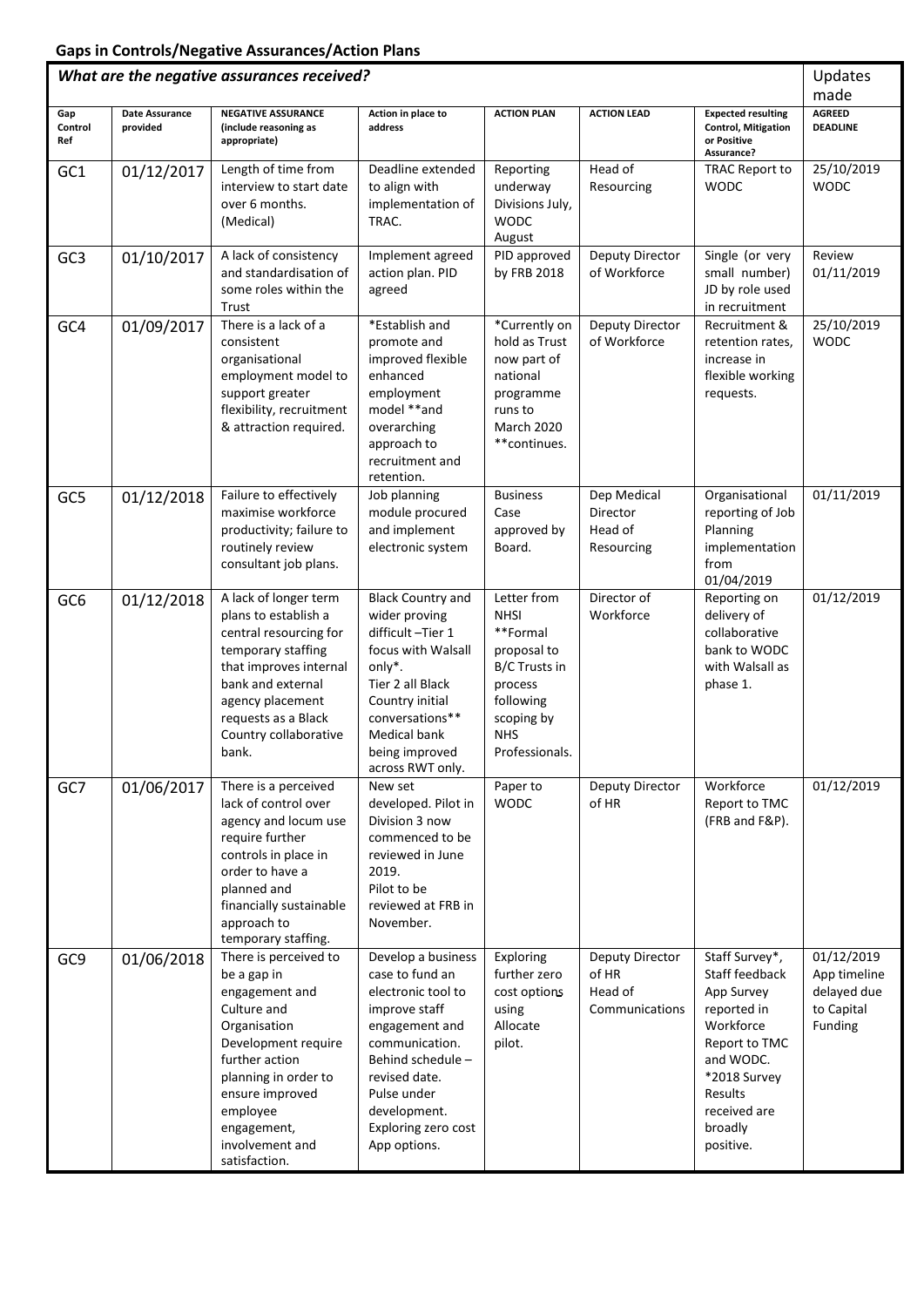## Gaps in Controls/Negative Assurances/Action Plans

| *What are the negative assurances received?* | | | | | | | Updates made |
|---|---|---|---|---|---|---|---|
| **Gap Control Ref** | **Date Assurance provided** | **NEGATIVE ASSURANCE (include reasoning as appropriate)** | **Action in place to address** | **ACTION PLAN** | **ACTION LEAD** | **Expected resulting Control, Mitigation or Positive Assurance?** | **AGREED DEADLINE** |
| GC1 | 01/12/2017 | Length of time from interview to start date over 6 months. (Medical) | Deadline extended to align with implementation of TRAC. | Reporting underway Divisions July, WODC August | Head of Resourcing | TRAC Report to WODC | 25/10/2019 WODC |
| GC3 | 01/10/2017 | A lack of consistency and standardisation of some roles within the Trust | Implement agreed action plan. PID agreed | PID approved by FRB 2018 | Deputy Director of Workforce | Single (or very small number) JD by role used in recruitment | Review 01/11/2019 |
| GC4 | 01/09/2017 | There is a lack of a consistent organisational employment model to support greater flexibility, recruitment & attraction required. | *Establish and promote and improved flexible enhanced employment model **and overarching approach to recruitment and retention. | *Currently on hold as Trust now part of national programme runs to March 2020 **continues. | Deputy Director of Workforce | Recruitment & retention rates, increase in flexible working requests. | 25/10/2019 WODC |
| GC5 | 01/12/2018 | Failure to effectively maximise workforce productivity; failure to routinely review consultant job plans. | Job planning module procured and implement electronic system | Business Case approved by Board. | Dep Medical Director Head of Resourcing | Organisational reporting of Job Planning implementation from 01/04/2019 | 01/11/2019 |
| GC6 | 01/12/2018 | A lack of longer term plans to establish a central resourcing for temporary staffing that improves internal bank and external agency placement requests as a Black Country collaborative bank. | Black Country and wider proving difficult –Tier 1 focus with Walsall only*. Tier 2 all Black Country initial conversations** Medical bank being improved across RWT only. | Letter from NHSI **Formal proposal to B/C Trusts in process following scoping by NHS Professionals. | Director of Workforce | Reporting on delivery of collaborative bank to WODC with Walsall as phase 1. | 01/12/2019 |
| GC7 | 01/06/2017 | There is a perceived lack of control over agency and locum use require further controls in place in order to have a planned and financially sustainable approach to temporary staffing. | New set developed. Pilot in Division 3 now commenced to be reviewed in June 2019. Pilot to be reviewed at FRB in November. | Paper to WODC | Deputy Director of HR | Workforce Report to TMC (FRB and F&P). | 01/12/2019 |
| GC9 | 01/06/2018 | There is perceived to be a gap in engagement and Culture and Organisation Development require further action planning in order to ensure improved employee engagement, involvement and satisfaction. | Develop a business case to fund an electronic tool to improve staff engagement and communication. Behind schedule – revised date. Pulse under development. Exploring zero cost App options. | Exploring further zero cost options using Allocate pilot. | Deputy Director of HR Head of Communications | Staff Survey*, Staff feedback App Survey reported in Workforce Report to TMC and WODC. *2018 Survey Results received are broadly positive. | 01/12/2019 App timeline delayed due to Capital Funding |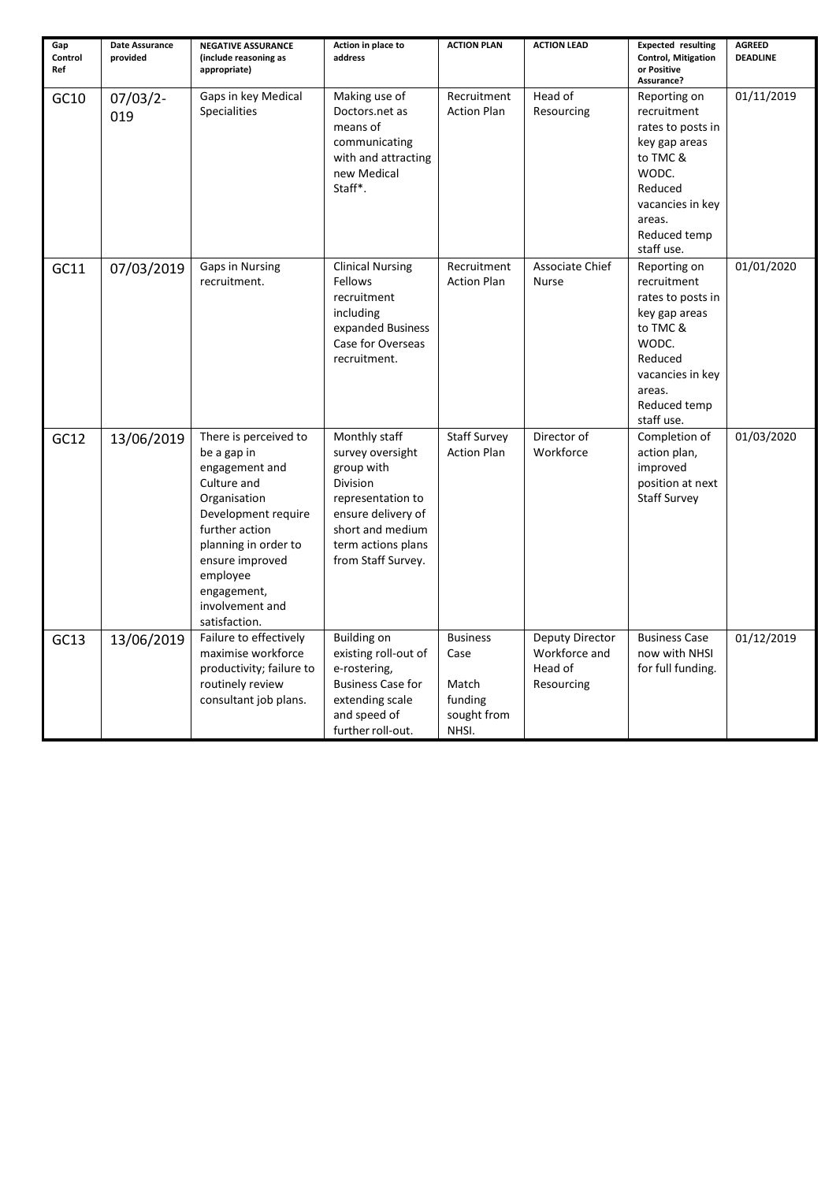| Gap Control Ref | Date Assurance provided | NEGATIVE ASSURANCE (include reasoning as appropriate) | Action in place to address | ACTION PLAN | ACTION LEAD | Expected resulting Control, Mitigation or Positive Assurance? | AGREED DEADLINE |
|---|---|---|---|---|---|---|---|
| GC10 | 07/03/2-019 | Gaps in key Medical Specialities | Making use of Doctors.net as means of communicating with and attracting new Medical Staff*. | Recruitment Action Plan | Head of Resourcing | Reporting on recruitment rates to posts in key gap areas to TMC & WODC. Reduced vacancies in key areas. Reduced temp staff use. | 01/11/2019 |
| GC11 | 07/03/2019 | Gaps in Nursing recruitment. | Clinical Nursing Fellows recruitment including expanded Business Case for Overseas recruitment. | Recruitment Action Plan | Associate Chief Nurse | Reporting on recruitment rates to posts in key gap areas to TMC & WODC. Reduced vacancies in key areas. Reduced temp staff use. | 01/01/2020 |
| GC12 | 13/06/2019 | There is perceived to be a gap in engagement and Culture and Organisation Development require further action planning in order to ensure improved employee engagement, involvement and satisfaction. | Monthly staff survey oversight group with Division representation to ensure delivery of short and medium term actions plans from Staff Survey. | Staff Survey Action Plan | Director of Workforce | Completion of action plan, improved position at next Staff Survey | 01/03/2020 |
| GC13 | 13/06/2019 | Failure to effectively maximise workforce productivity; failure to routinely review consultant job plans. | Building on existing roll-out of e-rostering, Business Case for extending scale and speed of further roll-out. | Business Case Match funding sought from NHSI. | Deputy Director Workforce and Head of Resourcing | Business Case now with NHSI for full funding. | 01/12/2019 |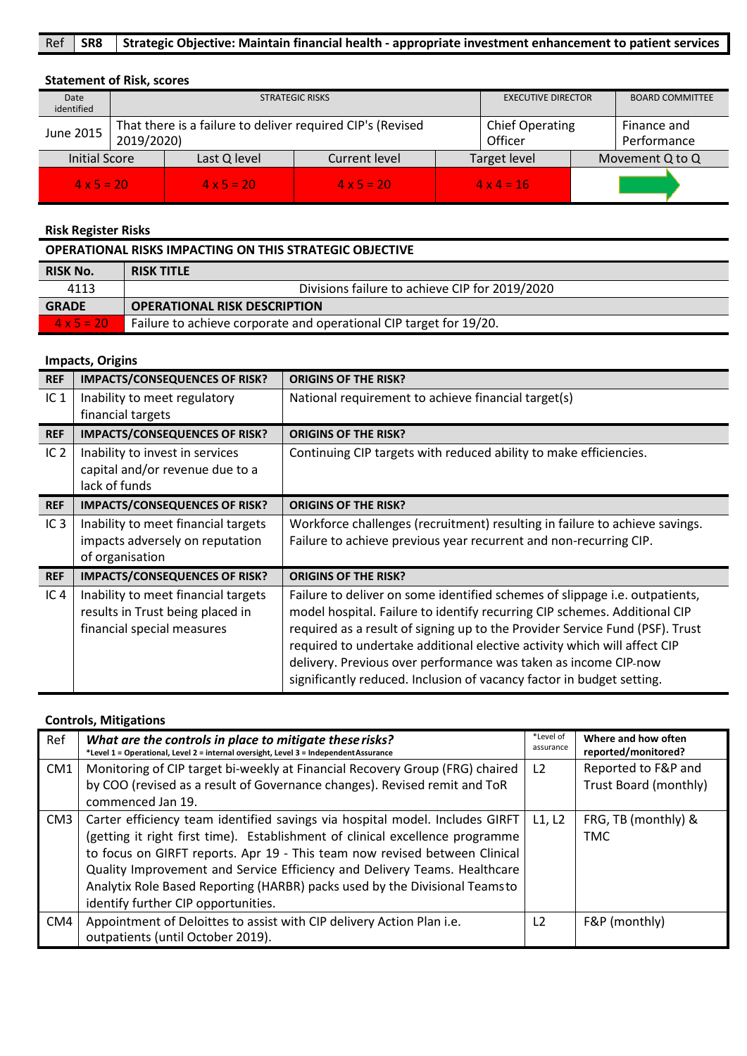| Ref | SR8 | Strategic Objective: Maintain financial health - appropriate investment enhancement to patient services |
|---|---|---|

**Statement of Risk, scores**

| Date identified | STRATEGIC RISKS | EXECUTIVE DIRECTOR | BOARD COMMITTEE |
|---|---|---|---|
| June 2015 | That there is a failure to deliver required CIP's (Revised 2019/2020) | Chief Operating Officer | Finance and Performance |

| Initial Score | Last Q level | Current level | Target level | Movement Q to Q |
|---|---|---|---|---|
| 4 x 5 = 20 | 4 x 5 = 20 | 4 x 5 = 20 | 4 x 4 = 16 | → |

**Risk Register Risks**

| OPERATIONAL RISKS IMPACTING ON THIS STRATEGIC OBJECTIVE | |
|---|---|
| **RISK No.** | **RISK TITLE** |
| 4113 | Divisions failure to achieve CIP for 2019/2020 |
| **GRADE** | **OPERATIONAL RISK DESCRIPTION** |
| 4 x 5 = 20 | Failure to achieve corporate and operational CIP target for 19/20. |

**Impacts, Origins**

| REF | IMPACTS/CONSEQUENCES OF RISK? | ORIGINS OF THE RISK? |
|---|---|---|
| IC 1 | Inability to meet regulatory financial targets | National requirement to achieve financial target(s) |
| IC 2 | Inability to invest in services capital and/or revenue due to a lack of funds | Continuing CIP targets with reduced ability to make efficiencies. |
| IC 3 | Inability to meet financial targets impacts adversely on reputation of organisation | Workforce challenges (recruitment) resulting in failure to achieve savings. Failure to achieve previous year recurrent and non-recurring CIP. |
| IC 4 | Inability to meet financial targets results in Trust being placed in financial special measures | Failure to deliver on some identified schemes of slippage i.e. outpatients, model hospital. Failure to identify recurring CIP schemes. Additional CIP required as a result of signing up to the Provider Service Fund (PSF). Trust required to undertake additional elective activity which will affect CIP delivery. Previous over performance was taken as income CIP-now significantly reduced. Inclusion of vacancy factor in budget setting. |

**Controls, Mitigations**

| Ref | *What are the controls in place to mitigate these risks?* *Level 1 = Operational, Level 2 = internal oversight, Level 3 = Independent Assurance | *Level of assurance | Where and how often reported/monitored? |
|---|---|---|---|
| CM1 | Monitoring of CIP target bi-weekly at Financial Recovery Group (FRG) chaired by COO (revised as a result of Governance changes). Revised remit and ToR commenced Jan 19. | L2 | Reported to F&P and Trust Board (monthly) |
| CM3 | Carter efficiency team identified savings via hospital model. Includes GIRFT (getting it right first time). Establishment of clinical excellence programme to focus on GIRFT reports. Apr 19 - This team now revised between Clinical Quality Improvement and Service Efficiency and Delivery Teams. Healthcare Analytix Role Based Reporting (HARBR) packs used by the Divisional Teams to identify further CIP opportunities. | L1, L2 | FRG, TB (monthly) & TMC |
| CM4 | Appointment of Deloittes to assist with CIP delivery Action Plan i.e. outpatients (until October 2019). | L2 | F&P (monthly) |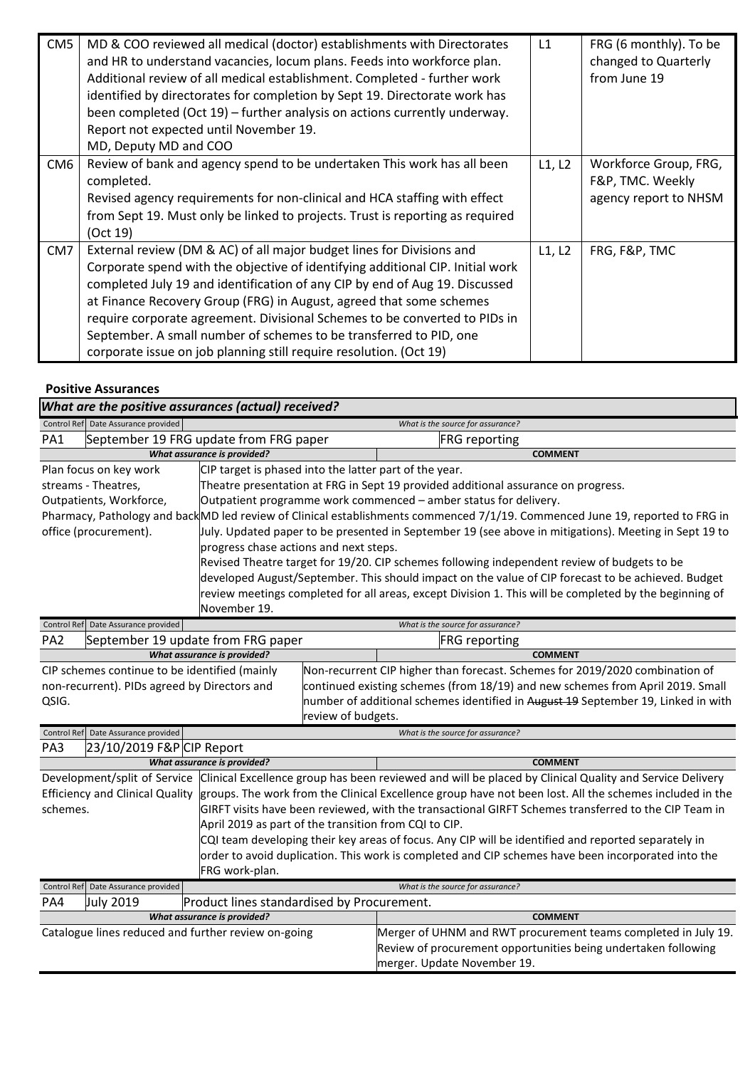| | | | |
|---|---|---|---|
| CM5 | MD & COO reviewed all medical (doctor) establishments with Directorates and HR to understand vacancies, locum plans. Feeds into workforce plan. Additional review of all medical establishment. Completed - further work identified by directorates for completion by Sept 19. Directorate work has been completed (Oct 19) – further analysis on actions currently underway. Report not expected until November 19.<br>MD, Deputy MD and COO | L1 | FRG (6 monthly). To be changed to Quarterly from June 19 |
| CM6 | Review of bank and agency spend to be undertaken This work has all been completed.<br>Revised agency requirements for non-clinical and HCA staffing with effect from Sept 19. Must only be linked to projects. Trust is reporting as required (Oct 19) | L1, L2 | Workforce Group, FRG, F&P, TMC. Weekly agency report to NHSM |
| CM7 | External review (DM & AC) of all major budget lines for Divisions and Corporate spend with the objective of identifying additional CIP. Initial work completed July 19 and identification of any CIP by end of Aug 19. Discussed at Finance Recovery Group (FRG) in August, agreed that some schemes require corporate agreement. Divisional Schemes to be converted to PIDs in September. A small number of schemes to be transferred to PID, one corporate issue on job planning still require resolution. (Oct 19) | L1, L2 | FRG, F&P, TMC |

**Positive Assurances**

***What are the positive assurances (actual) received?***

| Control Ref | Date Assurance provided | What is the source for assurance? |
|---|---|---|
| PA1 | September 19 FRG update from FRG paper | FRG reporting |

| What assurance is provided? | COMMENT |
|---|---|
| Plan focus on key work streams - Theatres, Outpatients, Workforce, Pharmacy, Pathology and back office (procurement). | CIP target is phased into the latter part of the year.<br>Theatre presentation at FRG in Sept 19 provided additional assurance on progress.<br>Outpatient programme work commenced – amber status for delivery.<br>MD led review of Clinical establishments commenced 7/1/19. Commenced June 19, reported to FRG in July. Updated paper to be presented in September 19 (see above in mitigations). Meeting in Sept 19 to progress chase actions and next steps.<br>Revised Theatre target for 19/20. CIP schemes following independent review of budgets to be developed August/September. This should impact on the value of CIP forecast to be achieved. Budget review meetings completed for all areas, except Division 1. This will be completed by the beginning of November 19. |

| Control Ref | Date Assurance provided | What is the source for assurance? |
|---|---|---|
| PA2 | September 19 update from FRG paper | FRG reporting |

| What assurance is provided? | COMMENT |
|---|---|
| CIP schemes continue to be identified (mainly non-recurrent). PIDs agreed by Directors and QSIG. | Non-recurrent CIP higher than forecast. Schemes for 2019/2020 combination of continued existing schemes (from 18/19) and new schemes from April 2019. Small number of additional schemes identified in ~~August 19~~ September 19, Linked in with review of budgets. |

| Control Ref | Date Assurance provided | What is the source for assurance? |
|---|---|---|
| PA3 | 23/10/2019 F&P | CIP Report |

| What assurance is provided? | COMMENT |
|---|---|
| Development/split of Service Efficiency and Clinical Quality schemes. | Clinical Excellence group has been reviewed and will be placed by Clinical Quality and Service Delivery groups. The work from the Clinical Excellence group have not been lost. All the schemes included in the GIRFT visits have been reviewed, with the transactional GIRFT Schemes transferred to the CIP Team in April 2019 as part of the transition from CQI to CIP.<br>CQI team developing their key areas of focus. Any CIP will be identified and reported separately in order to avoid duplication. This work is completed and CIP schemes have been incorporated into the FRG work-plan. |

| Control Ref | Date Assurance provided | What is the source for assurance? |
|---|---|---|
| PA4 | July 2019 | Product lines standardised by Procurement. |

| What assurance is provided? | COMMENT |
|---|---|
| Catalogue lines reduced and further review on-going | Merger of UHNM and RWT procurement teams completed in July 19. Review of procurement opportunities being undertaken following merger. Update November 19. |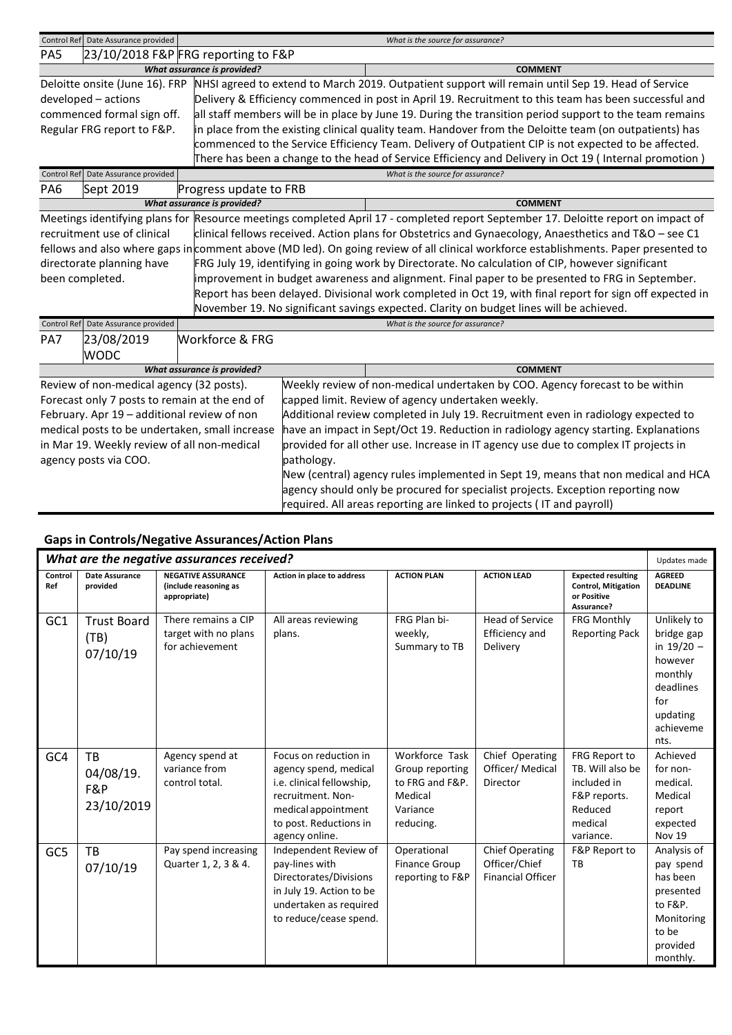| Control Ref | Date Assurance provided | What is the source for assurance? |
|---|---|---|
| PA5 | 23/10/2018 F&P | FRG reporting to F&P |

| What assurance is provided? | COMMENT |
|---|---|
| Deloitte onsite (June 16). FRP developed – actions commenced formal sign off. Regular FRG report to F&P. | NHSI agreed to extend to March 2019. Outpatient support will remain until Sep 19. Head of Service Delivery & Efficiency commenced in post in April 19. Recruitment to this team has been successful and all staff members will be in place by June 19. During the transition period support to the team remains in place from the existing clinical quality team. Handover from the Deloitte team (on outpatients) has commenced to the Service Efficiency Team. Delivery of Outpatient CIP is not expected to be affected. There has been a change to the head of Service Efficiency and Delivery in Oct 19 ( Internal promotion ) |

| Control Ref | Date Assurance provided | What is the source for assurance? |
|---|---|---|
| PA6 | Sept 2019 | Progress update to FRB |

| What assurance is provided? | COMMENT |
|---|---|
| Meetings identifying plans for recruitment use of clinical fellows and also where gaps in directorate planning have been completed. | Resource meetings completed April 17 - completed report September 17. Deloitte report on impact of clinical fellows received. Action plans for Obstetrics and Gynaecology, Anaesthetics and T&O – see C1 comment above (MD led). On going review of all clinical workforce establishments. Paper presented to FRG July 19, identifying in going work by Directorate. No calculation of CIP, however significant improvement in budget awareness and alignment. Final paper to be presented to FRG in September. Report has been delayed. Divisional work completed in Oct 19, with final report for sign off expected in November 19. No significant savings expected. Clarity on budget lines will be achieved. |

| Control Ref | Date Assurance provided | What is the source for assurance? |
|---|---|---|
| PA7 | 23/08/2019 WODC | Workforce & FRG |

| What assurance is provided? | COMMENT |
|---|---|
| Review of non-medical agency (32 posts). Forecast only 7 posts to remain at the end of February. Apr 19 – additional review of non medical posts to be undertaken, small increase in Mar 19. Weekly review of all non-medical agency posts via COO. | Weekly review of non-medical undertaken by COO. Agency forecast to be within capped limit. Review of agency undertaken weekly.<br>Additional review completed in July 19. Recruitment even in radiology expected to have an impact in Sept/Oct 19. Reduction in radiology agency starting. Explanations provided for all other use. Increase in IT agency use due to complex IT projects in pathology.<br>New (central) agency rules implemented in Sept 19, means that non medical and HCA agency should only be procured for specialist projects. Exception reporting now required. All areas reporting are linked to projects ( IT and payroll) |

## Gaps in Controls/Negative Assurances/Action Plans

| Control Ref | Date Assurance provided | NEGATIVE ASSURANCE (include reasoning as appropriate) | Action in place to address | ACTION PLAN | ACTION LEAD | Expected resulting Control, Mitigation or Positive Assurance? | AGREED DEADLINE |
|---|---|---|---|---|---|---|---|
| *What are the negative assurances received?* | | | | | | | Updates made |
| GC1 | Trust Board (TB) 07/10/19 | There remains a CIP target with no plans for achievement | All areas reviewing plans. | FRG Plan bi-weekly, Summary to TB | Head of Service Efficiency and Delivery | FRG Monthly Reporting Pack | Unlikely to bridge gap in 19/20 – however monthly deadlines for updating achievements. |
| GC4 | TB 04/08/19. F&P 23/10/2019 | Agency spend at variance from control total. | Focus on reduction in agency spend, medical i.e. clinical fellowship, recruitment. Non-medical appointment to post. Reductions in agency online. | Workforce Task Group reporting to FRG and F&P. Medical Variance reducing. | Chief Operating Officer/ Medical Director | FRG Report to TB. Will also be included in F&P reports. Reduced medical variance. | Achieved for non-medical. Medical report expected Nov 19 |
| GC5 | TB 07/10/19 | Pay spend increasing Quarter 1, 2, 3 & 4. | Independent Review of pay-lines with Directorates/Divisions in July 19. Action to be undertaken as required to reduce/cease spend. | Operational Finance Group reporting to F&P | Chief Operating Officer/Chief Financial Officer | F&P Report to TB | Analysis of pay spend has been presented to F&P. Monitoring to be provided monthly. |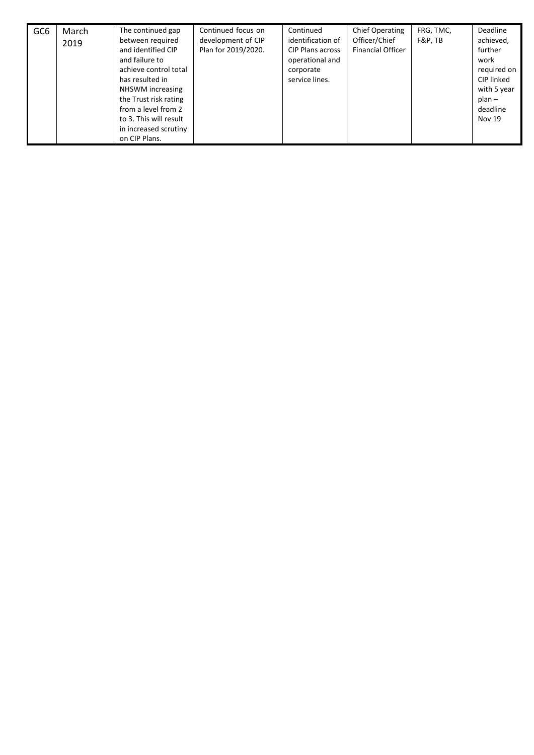| GC6 | March 2019 | The continued gap between required and identified CIP and failure to achieve control total has resulted in NHSWM increasing the Trust risk rating from a level from 2 to 3. This will result in increased scrutiny on CIP Plans. | Continued focus on development of CIP Plan for 2019/2020. | Continued identification of CIP Plans across operational and corporate service lines. | Chief Operating Officer/Chief Financial Officer | FRG, TMC, F&P, TB | Deadline achieved, further work required on CIP linked with 5 year plan – deadline Nov 19 |
|---|---|---|---|---|---|---|---|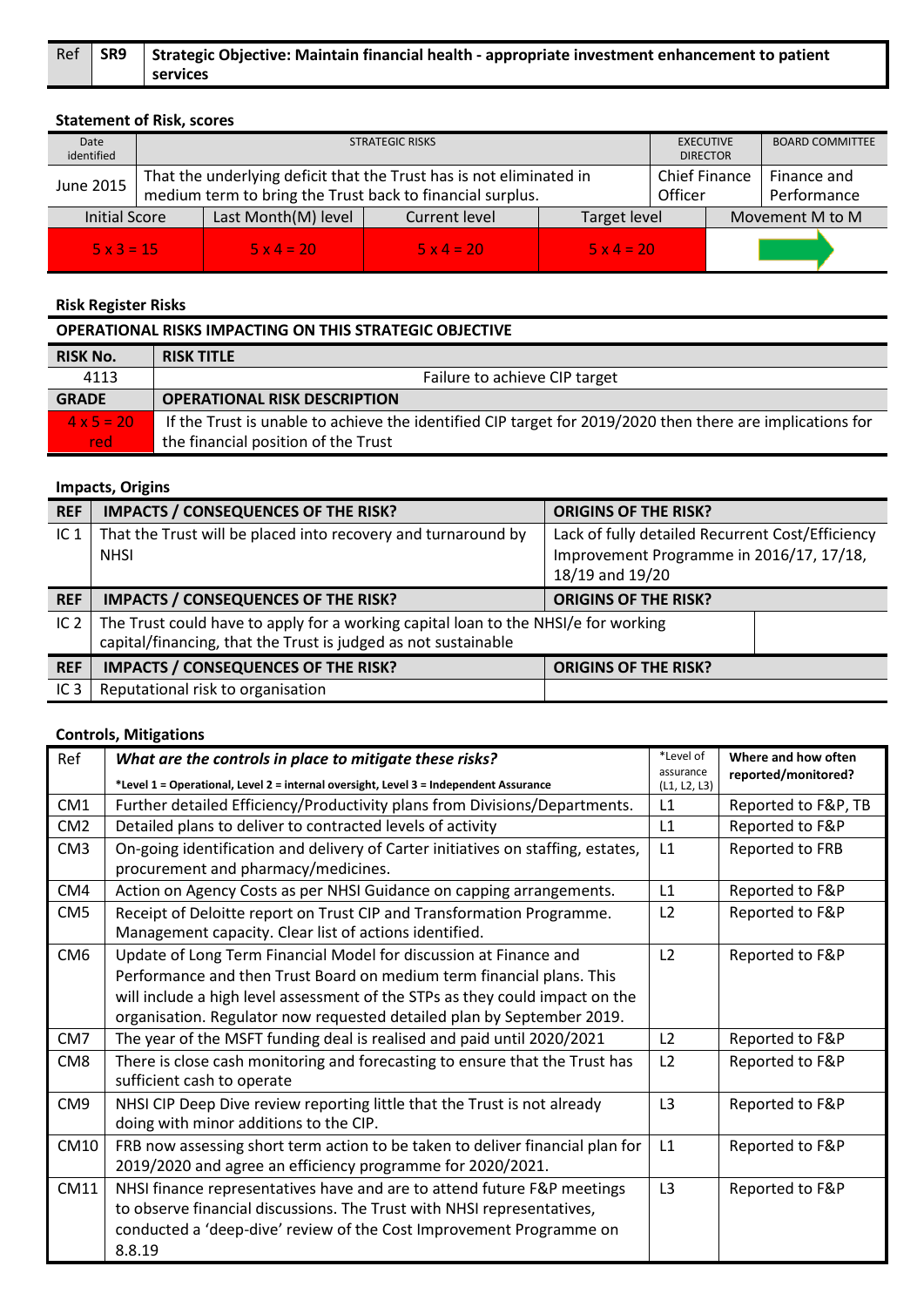| Ref | SR9 | Strategic Objective: Maintain financial health - appropriate investment enhancement to patient services |
|---|---|---|

### Statement of Risk, scores

| Date identified | STRATEGIC RISKS | EXECUTIVE DIRECTOR | BOARD COMMITTEE |
|---|---|---|---|
| June 2015 | That the underlying deficit that the Trust has is not eliminated in medium term to bring the Trust back to financial surplus. | Chief Finance Officer | Finance and Performance |

| Initial Score | Last Month(M) level | Current level | Target level | Movement M to M |
|---|---|---|---|---|
| 5 x 3 = 15 | 5 x 4 = 20 | 5 x 4 = 20 | 5 x 4 = 20 | → |

### Risk Register Risks

**OPERATIONAL RISKS IMPACTING ON THIS STRATEGIC OBJECTIVE**

| RISK No. | RISK TITLE |
|---|---|
| 4113 | Failure to achieve CIP target |
| **GRADE** | **OPERATIONAL RISK DESCRIPTION** |
| 4 x 5 = 20 red | If the Trust is unable to achieve the identified CIP target for 2019/2020 then there are implications for the financial position of the Trust |

### Impacts, Origins

| REF | IMPACTS / CONSEQUENCES OF THE RISK? | ORIGINS OF THE RISK? |
|---|---|---|
| IC 1 | That the Trust will be placed into recovery and turnaround by NHSI | Lack of fully detailed Recurrent Cost/Efficiency Improvement Programme in 2016/17, 17/18, 18/19 and 19/20 |
| **REF** | **IMPACTS / CONSEQUENCES OF THE RISK?** | **ORIGINS OF THE RISK?** |
| IC 2 | The Trust could have to apply for a working capital loan to the NHSI/e for working capital/financing, that the Trust is judged as not sustainable | |
| **REF** | **IMPACTS / CONSEQUENCES OF THE RISK?** | **ORIGINS OF THE RISK?** |
| IC 3 | Reputational risk to organisation | |

### Controls, Mitigations

| Ref | ***What are the controls in place to mitigate these risks?*** **\*Level 1 = Operational, Level 2 = internal oversight, Level 3 = Independent Assurance** | *Level of assurance (L1, L2, L3) | Where and how often reported/monitored? |
|---|---|---|---|
| CM1 | Further detailed Efficiency/Productivity plans from Divisions/Departments. | L1 | Reported to F&P, TB |
| CM2 | Detailed plans to deliver to contracted levels of activity | L1 | Reported to F&P |
| CM3 | On-going identification and delivery of Carter initiatives on staffing, estates, procurement and pharmacy/medicines. | L1 | Reported to FRB |
| CM4 | Action on Agency Costs as per NHSI Guidance on capping arrangements. | L1 | Reported to F&P |
| CM5 | Receipt of Deloitte report on Trust CIP and Transformation Programme. Management capacity. Clear list of actions identified. | L2 | Reported to F&P |
| CM6 | Update of Long Term Financial Model for discussion at Finance and Performance and then Trust Board on medium term financial plans. This will include a high level assessment of the STPs as they could impact on the organisation. Regulator now requested detailed plan by September 2019. | L2 | Reported to F&P |
| CM7 | The year of the MSFT funding deal is realised and paid until 2020/2021 | L2 | Reported to F&P |
| CM8 | There is close cash monitoring and forecasting to ensure that the Trust has sufficient cash to operate | L2 | Reported to F&P |
| CM9 | NHSI CIP Deep Dive review reporting little that the Trust is not already doing with minor additions to the CIP. | L3 | Reported to F&P |
| CM10 | FRB now assessing short term action to be taken to deliver financial plan for 2019/2020 and agree an efficiency programme for 2020/2021. | L1 | Reported to F&P |
| CM11 | NHSI finance representatives have and are to attend future F&P meetings to observe financial discussions. The Trust with NHSI representatives, conducted a 'deep-dive' review of the Cost Improvement Programme on 8.8.19 | L3 | Reported to F&P |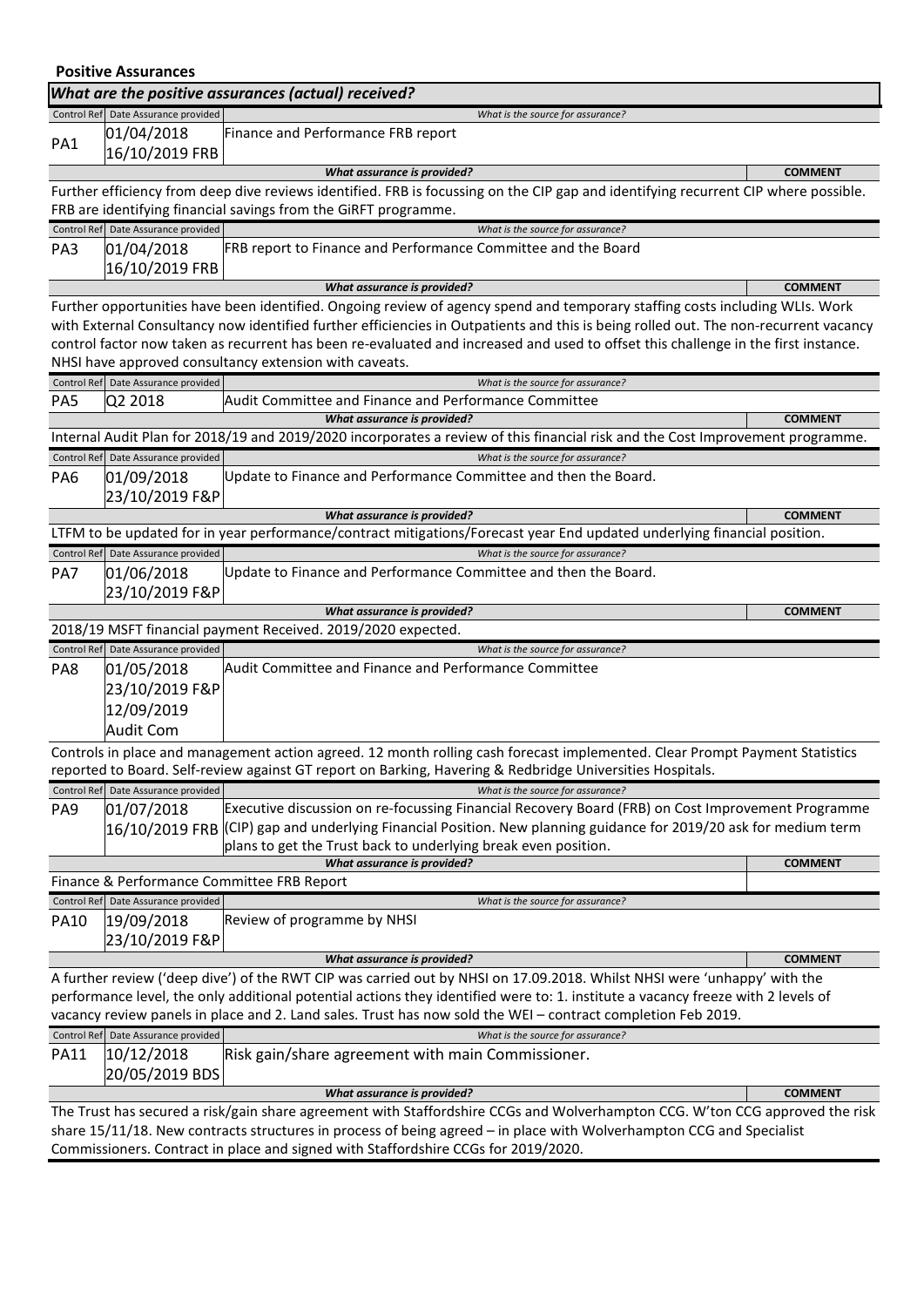**Positive Assurances**

***What are the positive assurances (actual) received?***

| Control Ref | Date Assurance provided | What is the source for assurance? | |
|---|---|---|---|
| PA1 | 01/04/2018<br>16/10/2019 FRB | Finance and Performance FRB report | |
| | | ***What assurance is provided?*** | **COMMENT** |
| Further efficiency from deep dive reviews identified. FRB is focussing on the CIP gap and identifying recurrent CIP where possible. FRB are identifying financial savings from the GiRFT programme. | | | |
| PA3 | 01/04/2018<br>16/10/2019 FRB | FRB report to Finance and Performance Committee and the Board | |
| | | ***What assurance is provided?*** | **COMMENT** |
| Further opportunities have been identified. Ongoing review of agency spend and temporary staffing costs including WLIs. Work with External Consultancy now identified further efficiencies in Outpatients and this is being rolled out. The non-recurrent vacancy control factor now taken as recurrent has been re-evaluated and increased and used to offset this challenge in the first instance. NHSI have approved consultancy extension with caveats. | | | |
| PA5 | Q2 2018 | Audit Committee and Finance and Performance Committee | |
| | | ***What assurance is provided?*** | **COMMENT** |
| Internal Audit Plan for 2018/19 and 2019/2020 incorporates a review of this financial risk and the Cost Improvement programme. | | | |
| PA6 | 01/09/2018<br>23/10/2019 F&P | Update to Finance and Performance Committee and then the Board. | |
| | | ***What assurance is provided?*** | **COMMENT** |
| LTFM to be updated for in year performance/contract mitigations/Forecast year End updated underlying financial position. | | | |
| PA7 | 01/06/2018<br>23/10/2019 F&P | Update to Finance and Performance Committee and then the Board. | |
| | | ***What assurance is provided?*** | **COMMENT** |
| 2018/19 MSFT financial payment Received. 2019/2020 expected. | | | |
| PA8 | 01/05/2018<br>23/10/2019 F&P<br>12/09/2019<br>Audit Com | Audit Committee and Finance and Performance Committee | |
| Controls in place and management action agreed. 12 month rolling cash forecast implemented. Clear Prompt Payment Statistics reported to Board. Self-review against GT report on Barking, Havering & Redbridge Universities Hospitals. | | | |
| PA9 | 01/07/2018<br>16/10/2019 FRB | Executive discussion on re-focussing Financial Recovery Board (FRB) on Cost Improvement Programme (CIP) gap and underlying Financial Position. New planning guidance for 2019/20 ask for medium term plans to get the Trust back to underlying break even position. | |
| | | ***What assurance is provided?*** | **COMMENT** |
| Finance & Performance Committee FRB Report | | | |
| PA10 | 19/09/2018<br>23/10/2019 F&P | Review of programme by NHSI | |
| | | ***What assurance is provided?*** | **COMMENT** |
| A further review ('deep dive') of the RWT CIP was carried out by NHSI on 17.09.2018. Whilst NHSI were 'unhappy' with the performance level, the only additional potential actions they identified were to: 1. institute a vacancy freeze with 2 levels of vacancy review panels in place and 2. Land sales. Trust has now sold the WEI – contract completion Feb 2019. | | | |
| PA11 | 10/12/2018<br>20/05/2019 BDS | Risk gain/share agreement with main Commissioner. | |
| | | ***What assurance is provided?*** | **COMMENT** |
| The Trust has secured a risk/gain share agreement with Staffordshire CCGs and Wolverhampton CCG. W'ton CCG approved the risk share 15/11/18. New contracts structures in process of being agreed – in place with Wolverhampton CCG and Specialist Commissioners. Contract in place and signed with Staffordshire CCGs for 2019/2020. | | | |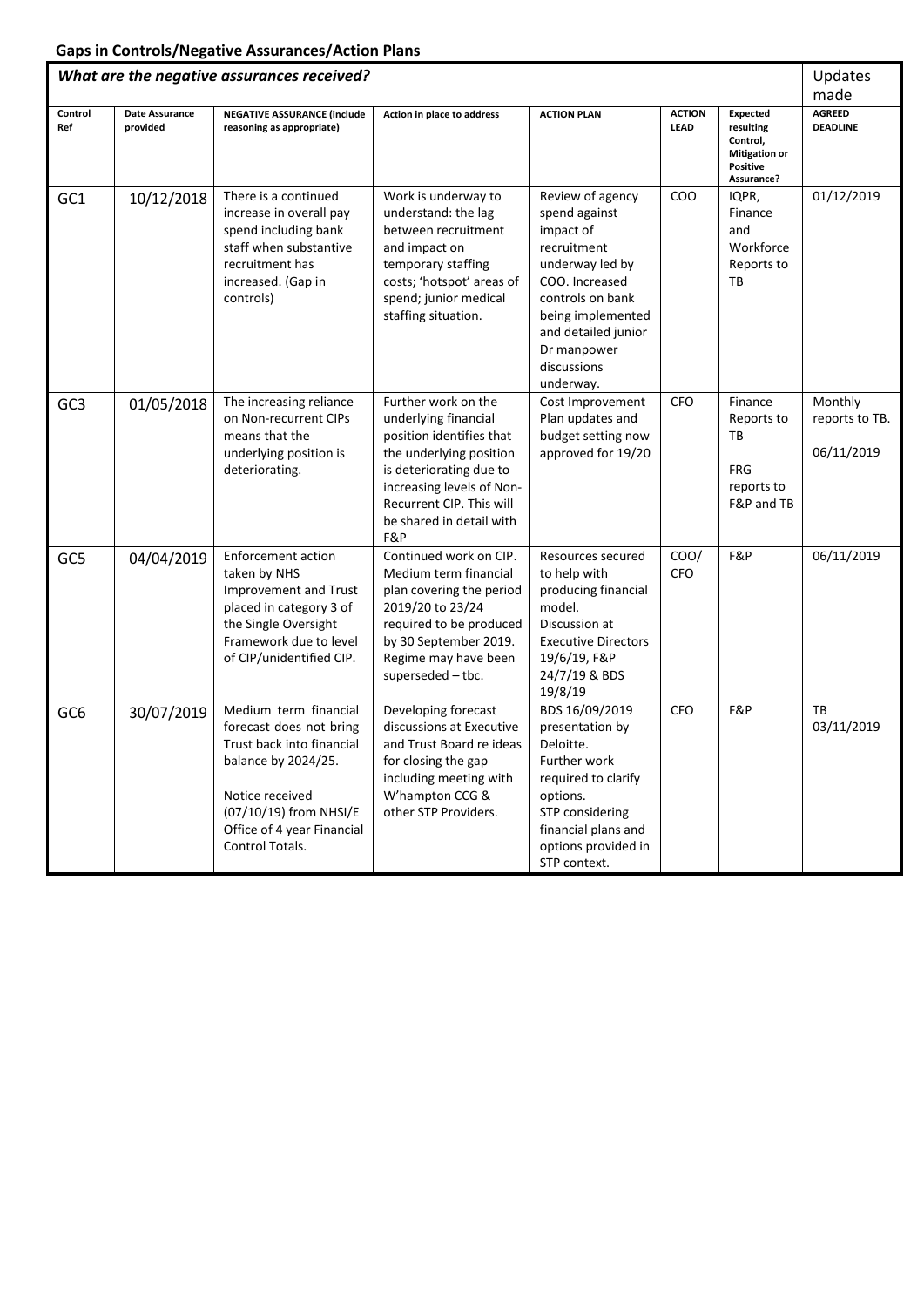## Gaps in Controls/Negative Assurances/Action Plans

| *What are the negative assurances received?* | | | | | | | Updates made |
|---|---|---|---|---|---|---|---|
| **Control Ref** | **Date Assurance provided** | **NEGATIVE ASSURANCE (include reasoning as appropriate)** | **Action in place to address** | **ACTION PLAN** | **ACTION LEAD** | **Expected resulting Control, Mitigation or Positive Assurance?** | **AGREED DEADLINE** |
| GC1 | 10/12/2018 | There is a continued increase in overall pay spend including bank staff when substantive recruitment has increased. (Gap in controls) | Work is underway to understand: the lag between recruitment and impact on temporary staffing costs; 'hotspot' areas of spend; junior medical staffing situation. | Review of agency spend against impact of recruitment underway led by COO. Increased controls on bank being implemented and detailed junior Dr manpower discussions underway. | COO | IQPR, Finance and Workforce Reports to TB | 01/12/2019 |
| GC3 | 01/05/2018 | The increasing reliance on Non-recurrent CIPs means that the underlying position is deteriorating. | Further work on the underlying financial position identifies that the underlying position is deteriorating due to increasing levels of Non-Recurrent CIP. This will be shared in detail with F&P | Cost Improvement Plan updates and budget setting now approved for 19/20 | CFO | Finance Reports to TB<br><br>FRG reports to F&P and TB | Monthly reports to TB.<br><br>06/11/2019 |
| GC5 | 04/04/2019 | Enforcement action taken by NHS Improvement and Trust placed in category 3 of the Single Oversight Framework due to level of CIP/unidentified CIP. | Continued work on CIP. Medium term financial plan covering the period 2019/20 to 23/24 required to be produced by 30 September 2019. Regime may have been superseded – tbc. | Resources secured to help with producing financial model. Discussion at Executive Directors 19/6/19, F&P 24/7/19 & BDS 19/8/19 | COO/ CFO | F&P | 06/11/2019 |
| GC6 | 30/07/2019 | Medium term financial forecast does not bring Trust back into financial balance by 2024/25.<br><br>Notice received (07/10/19) from NHSI/E Office of 4 year Financial Control Totals. | Developing forecast discussions at Executive and Trust Board re ideas for closing the gap including meeting with W'hampton CCG & other STP Providers. | BDS 16/09/2019 presentation by Deloitte. Further work required to clarify options. STP considering financial plans and options provided in STP context. | CFO | F&P | TB 03/11/2019 |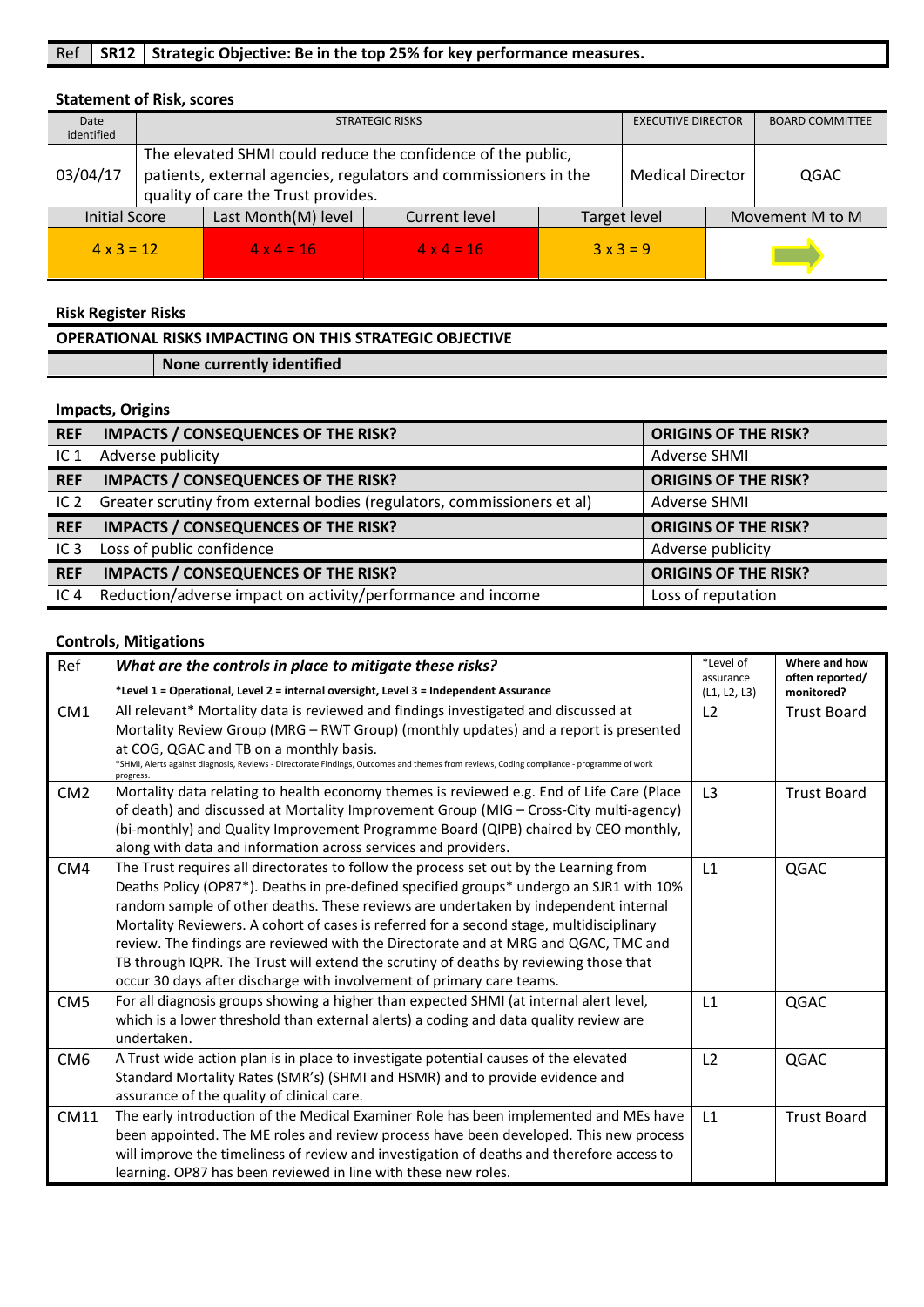| Ref | SR12 | Strategic Objective: Be in the top 25% for key performance measures. |
|---|---|---|

**Statement of Risk, scores**

| Date identified | STRATEGIC RISKS | EXECUTIVE DIRECTOR | BOARD COMMITTEE |
|---|---|---|---|
| 03/04/17 | The elevated SHMI could reduce the confidence of the public, patients, external agencies, regulators and commissioners in the quality of care the Trust provides. | Medical Director | QGAC |

| Initial Score | Last Month(M) level | Current level | Target level | Movement M to M |
|---|---|---|---|---|
| 4 x 3 = 12 | 4 x 4 = 16 | 4 x 4 = 16 | 3 x 3 = 9 | → |

**Risk Register Risks**

| OPERATIONAL RISKS IMPACTING ON THIS STRATEGIC OBJECTIVE | |
|---|---|
| | **None currently identified** |

**Impacts, Origins**

| REF | IMPACTS / CONSEQUENCES OF THE RISK? | ORIGINS OF THE RISK? |
|---|---|---|
| IC 1 | Adverse publicity | Adverse SHMI |
| IC 2 | Greater scrutiny from external bodies (regulators, commissioners et al) | Adverse SHMI |
| IC 3 | Loss of public confidence | Adverse publicity |
| IC 4 | Reduction/adverse impact on activity/performance and income | Loss of reputation |

**Controls, Mitigations**

| Ref | *What are the controls in place to mitigate these risks?* <br> **\*Level 1 = Operational, Level 2 = internal oversight, Level 3 = Independent Assurance** | \*Level of assurance (L1, L2, L3) | Where and how often reported/ monitored? |
|---|---|---|---|
| CM1 | All relevant* Mortality data is reviewed and findings investigated and discussed at Mortality Review Group (MRG – RWT Group) (monthly updates) and a report is presented at COG, QGAC and TB on a monthly basis. <br> *SHMI, Alerts against diagnosis, Reviews - Directorate Findings, Outcomes and themes from reviews, Coding compliance - programme of work progress. | L2 | Trust Board |
| CM2 | Mortality data relating to health economy themes is reviewed e.g. End of Life Care (Place of death) and discussed at Mortality Improvement Group (MIG – Cross-City multi-agency) (bi-monthly) and Quality Improvement Programme Board (QIPB) chaired by CEO monthly, along with data and information across services and providers. | L3 | Trust Board |
| CM4 | The Trust requires all directorates to follow the process set out by the Learning from Deaths Policy (OP87*). Deaths in pre-defined specified groups* undergo an SJR1 with 10% random sample of other deaths. These reviews are undertaken by independent internal Mortality Reviewers. A cohort of cases is referred for a second stage, multidisciplinary review. The findings are reviewed with the Directorate and at MRG and QGAC, TMC and TB through IQPR. The Trust will extend the scrutiny of deaths by reviewing those that occur 30 days after discharge with involvement of primary care teams. | L1 | QGAC |
| CM5 | For all diagnosis groups showing a higher than expected SHMI (at internal alert level, which is a lower threshold than external alerts) a coding and data quality review are undertaken. | L1 | QGAC |
| CM6 | A Trust wide action plan is in place to investigate potential causes of the elevated Standard Mortality Rates (SMR's) (SHMI and HSMR) and to provide evidence and assurance of the quality of clinical care. | L2 | QGAC |
| CM11 | The early introduction of the Medical Examiner Role has been implemented and MEs have been appointed. The ME roles and review process have been developed. This new process will improve the timeliness of review and investigation of deaths and therefore access to learning. OP87 has been reviewed in line with these new roles. | L1 | Trust Board |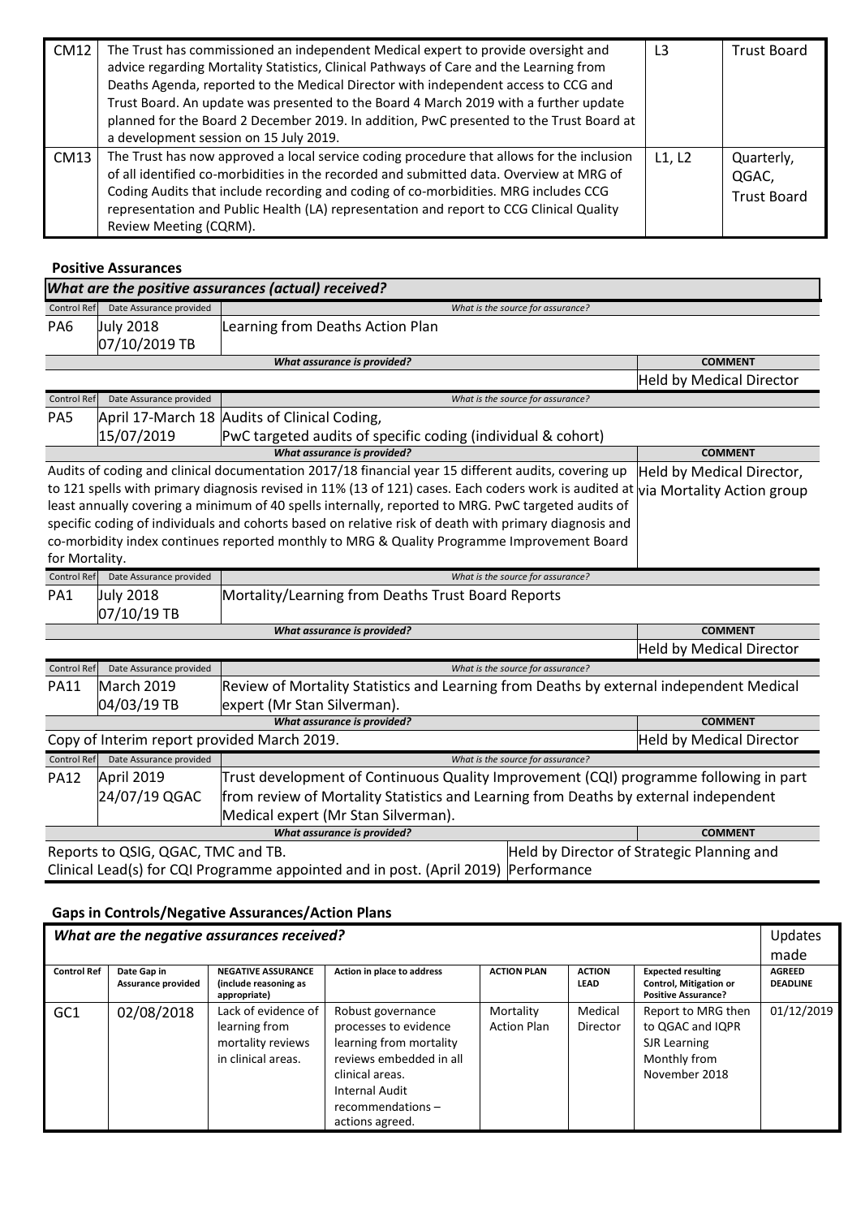| | | | |
|---|---|---|---|
| CM12 | The Trust has commissioned an independent Medical expert to provide oversight and advice regarding Mortality Statistics, Clinical Pathways of Care and the Learning from Deaths Agenda, reported to the Medical Director with independent access to CCG and Trust Board. An update was presented to the Board 4 March 2019 with a further update planned for the Board 2 December 2019. In addition, PwC presented to the Trust Board at a development session on 15 July 2019. | L3 | Trust Board |
| CM13 | The Trust has now approved a local service coding procedure that allows for the inclusion of all identified co-morbidities in the recorded and submitted data. Overview at MRG of Coding Audits that include recording and coding of co-morbidities. MRG includes CCG representation and Public Health (LA) representation and report to CCG Clinical Quality Review Meeting (CQRM). | L1, L2 | Quarterly, QGAC, Trust Board |

**Positive Assurances**

***What are the positive assurances (actual) received?***

| Control Ref | Date Assurance provided | What is the source for assurance? | |
|---|---|---|---|
| PA6 | July 2018<br>07/10/2019 TB | Learning from Deaths Action Plan | |
| | | *What assurance is provided?* | **COMMENT** |
| | | | Held by Medical Director |
| **Control Ref** | **Date Assurance provided** | *What is the source for assurance?* | |
| PA5 | April 17-March 18<br>15/07/2019 | Audits of Clinical Coding,<br>PwC targeted audits of specific coding (individual & cohort) | |
| | | *What assurance is provided?* | **COMMENT** |
| | | Audits of coding and clinical documentation 2017/18 financial year 15 different audits, covering up to 121 spells with primary diagnosis revised in 11% (13 of 121) cases. Each coders work is audited at least annually covering a minimum of 40 spells internally, reported to MRG. PwC targeted audits of specific coding of individuals and cohorts based on relative risk of death with primary diagnosis and co-morbidity index continues reported monthly to MRG & Quality Programme Improvement Board for Mortality. | Held by Medical Director, via Mortality Action group |
| **Control Ref** | **Date Assurance provided** | *What is the source for assurance?* | |
| PA1 | July 2018<br>07/10/19 TB | Mortality/Learning from Deaths Trust Board Reports | |
| | | *What assurance is provided?* | **COMMENT** |
| | | | Held by Medical Director |
| **Control Ref** | **Date Assurance provided** | *What is the source for assurance?* | |
| PA11 | March 2019<br>04/03/19 TB | Review of Mortality Statistics and Learning from Deaths by external independent Medical expert (Mr Stan Silverman). | |
| | | *What assurance is provided?* | **COMMENT** |
| | | Copy of Interim report provided March 2019. | Held by Medical Director |
| **Control Ref** | **Date Assurance provided** | *What is the source for assurance?* | |
| PA12 | April 2019<br>24/07/19 QGAC | Trust development of Continuous Quality Improvement (CQI) programme following in part from review of Mortality Statistics and Learning from Deaths by external independent Medical expert (Mr Stan Silverman). | |
| | | *What assurance is provided?* | **COMMENT** |
| | | Reports to QSIG, QGAC, TMC and TB.<br>Clinical Lead(s) for CQI Programme appointed and in post. (April 2019) | Held by Director of Strategic Planning and Performance |

**Gaps in Controls/Negative Assurances/Action Plans**

***What are the negative assurances received?*** — Updates made

| Control Ref | Date Gap in Assurance provided | NEGATIVE ASSURANCE (include reasoning as appropriate) | Action in place to address | ACTION PLAN | ACTION LEAD | Expected resulting Control, Mitigation or Positive Assurance? | AGREED DEADLINE |
|---|---|---|---|---|---|---|---|
| GC1 | 02/08/2018 | Lack of evidence of learning from mortality reviews in clinical areas. | Robust governance processes to evidence learning from mortality reviews embedded in all clinical areas. Internal Audit recommendations – actions agreed. | Mortality Action Plan | Medical Director | Report to MRG then to QGAC and IQPR SJR Learning Monthly from November 2018 | 01/12/2019 |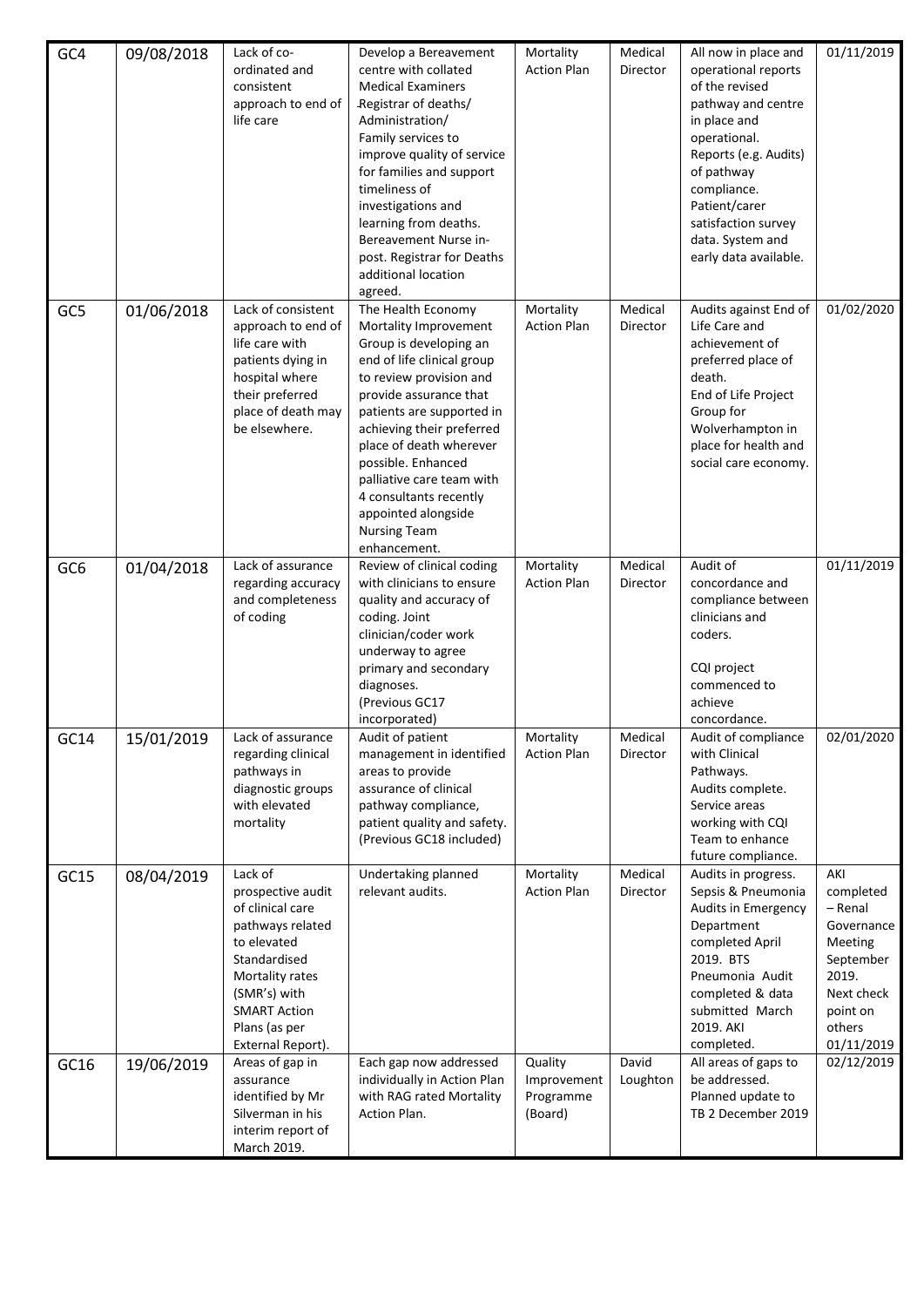| GC4 | 09/08/2018 | Lack of co-ordinated and consistent approach to end of life care | Develop a Bereavement centre with collated Medical Examiners Registrar of deaths/ Administration/ Family services to improve quality of service for families and support timeliness of investigations and learning from deaths. Bereavement Nurse in-post. Registrar for Deaths additional location agreed. | Mortality Action Plan | Medical Director | All now in place and operational reports of the revised pathway and centre in place and operational. Reports (e.g. Audits) of pathway compliance. Patient/carer satisfaction survey data. System and early data available. | 01/11/2019 |
|---|---|---|---|---|---|---|---|
| GC5 | 01/06/2018 | Lack of consistent approach to end of life care with patients dying in hospital where their preferred place of death may be elsewhere. | The Health Economy Mortality Improvement Group is developing an end of life clinical group to review provision and provide assurance that patients are supported in achieving their preferred place of death wherever possible. Enhanced palliative care team with 4 consultants recently appointed alongside Nursing Team enhancement. | Mortality Action Plan | Medical Director | Audits against End of Life Care and achievement of preferred place of death. End of Life Project Group for Wolverhampton in place for health and social care economy. | 01/02/2020 |
| GC6 | 01/04/2018 | Lack of assurance regarding accuracy and completeness of coding | Review of clinical coding with clinicians to ensure quality and accuracy of coding. Joint clinician/coder work underway to agree primary and secondary diagnoses. (Previous GC17 incorporated) | Mortality Action Plan | Medical Director | Audit of concordance and compliance between clinicians and coders. CQI project commenced to achieve concordance. | 01/11/2019 |
| GC14 | 15/01/2019 | Lack of assurance regarding clinical pathways in diagnostic groups with elevated mortality | Audit of patient management in identified areas to provide assurance of clinical pathway compliance, patient quality and safety. (Previous GC18 included) | Mortality Action Plan | Medical Director | Audit of compliance with Clinical Pathways. Audits complete. Service areas working with CQI Team to enhance future compliance. | 02/01/2020 |
| GC15 | 08/04/2019 | Lack of prospective audit of clinical care pathways related to elevated Standardised Mortality rates (SMR's) with SMART Action Plans (as per External Report). | Undertaking planned relevant audits. | Mortality Action Plan | Medical Director | Audits in progress. Sepsis & Pneumonia Audits in Emergency Department completed April 2019. BTS Pneumonia Audit completed & data submitted March 2019. AKI completed. | AKI completed – Renal Governance Meeting September 2019. Next check point on others 01/11/2019 |
| GC16 | 19/06/2019 | Areas of gap in assurance identified by Mr Silverman in his interim report of March 2019. | Each gap now addressed individually in Action Plan with RAG rated Mortality Action Plan. | Quality Improvement Programme (Board) | David Loughton | All areas of gaps to be addressed. Planned update to TB 2 December 2019 | 02/12/2019 |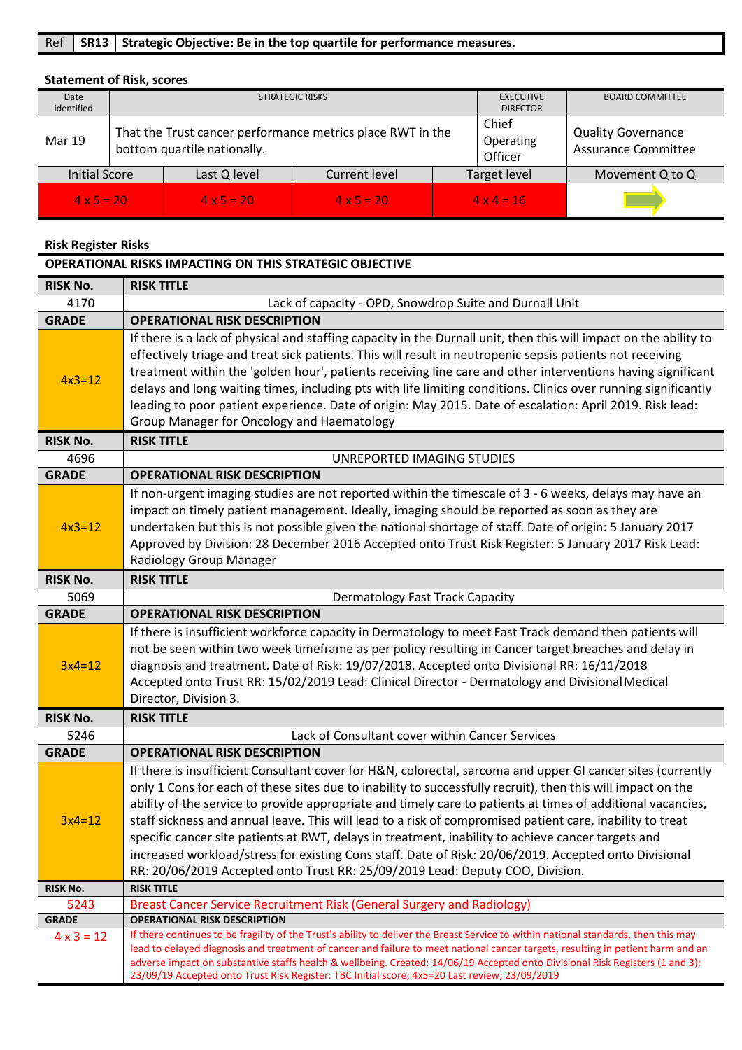| Ref | SR13 | Strategic Objective: Be in the top quartile for performance measures. |
|---|---|---|

**Statement of Risk, scores**

| Date identified | STRATEGIC RISKS | | | EXECUTIVE DIRECTOR | BOARD COMMITTEE |
|---|---|---|---|---|---|
| Mar 19 | That the Trust cancer performance metrics place RWT in the bottom quartile nationally. | | | Chief Operating Officer | Quality Governance Assurance Committee |
| Initial Score | Last Q level | Current level | | Target level | Movement Q to Q |
| 4 x 5 = 20 | 4 x 5 = 20 | 4 x 5 = 20 | | 4 x 4 = 16 | → |

**Risk Register Risks**

**OPERATIONAL RISKS IMPACTING ON THIS STRATEGIC OBJECTIVE**

| RISK No. | RISK TITLE |
|---|---|
| 4170 | Lack of capacity - OPD, Snowdrop Suite and Durnall Unit |
| **GRADE** | **OPERATIONAL RISK DESCRIPTION** |
| 4x3=12 | If there is a lack of physical and staffing capacity in the Durnall unit, then this will impact on the ability to effectively triage and treat sick patients. This will result in neutropenic sepsis patients not receiving treatment within the 'golden hour', patients receiving line care and other interventions having significant delays and long waiting times, including pts with life limiting conditions. Clinics over running significantly leading to poor patient experience. Date of origin: May 2015. Date of escalation: April 2019. Risk lead: Group Manager for Oncology and Haematology |
| **RISK No.** | **RISK TITLE** |
| 4696 | UNREPORTED IMAGING STUDIES |
| **GRADE** | **OPERATIONAL RISK DESCRIPTION** |
| 4x3=12 | If non-urgent imaging studies are not reported within the timescale of 3 - 6 weeks, delays may have an impact on timely patient management. Ideally, imaging should be reported as soon as they are undertaken but this is not possible given the national shortage of staff. Date of origin: 5 January 2017 Approved by Division: 28 December 2016 Accepted onto Trust Risk Register: 5 January 2017 Risk Lead: Radiology Group Manager |
| **RISK No.** | **RISK TITLE** |
| 5069 | Dermatology Fast Track Capacity |
| **GRADE** | **OPERATIONAL RISK DESCRIPTION** |
| 3x4=12 | If there is insufficient workforce capacity in Dermatology to meet Fast Track demand then patients will not be seen within two week timeframe as per policy resulting in Cancer target breaches and delay in diagnosis and treatment. Date of Risk: 19/07/2018. Accepted onto Divisional RR: 16/11/2018 Accepted onto Trust RR: 15/02/2019 Lead: Clinical Director - Dermatology and Divisional Medical Director, Division 3. |
| **RISK No.** | **RISK TITLE** |
| 5246 | Lack of Consultant cover within Cancer Services |
| **GRADE** | **OPERATIONAL RISK DESCRIPTION** |
| 3x4=12 | If there is insufficient Consultant cover for H&N, colorectal, sarcoma and upper GI cancer sites (currently only 1 Cons for each of these sites due to inability to successfully recruit), then this will impact on the ability of the service to provide appropriate and timely care to patients at times of additional vacancies, staff sickness and annual leave. This will lead to a risk of compromised patient care, inability to treat specific cancer site patients at RWT, delays in treatment, inability to achieve cancer targets and increased workload/stress for existing Cons staff. Date of Risk: 20/06/2019. Accepted onto Divisional RR: 20/06/2019 Accepted onto Trust RR: 25/09/2019 Lead: Deputy COO, Division. |
| **RISK No.** | **RISK TITLE** |
| 5243 | Breast Cancer Service Recruitment Risk (General Surgery and Radiology) |
| **GRADE** | **OPERATIONAL RISK DESCRIPTION** |
| 4 x 3 = 12 | If there continues to be fragility of the Trust's ability to deliver the Breast Service to within national standards, then this may lead to delayed diagnosis and treatment of cancer and failure to meet national cancer targets, resulting in patient harm and an adverse impact on substantive staffs health & wellbeing. Created: 14/06/19 Accepted onto Divisional Risk Registers (1 and 3): 23/09/19 Accepted onto Trust Risk Register: TBC Initial score; 4x5=20 Last review; 23/09/2019 |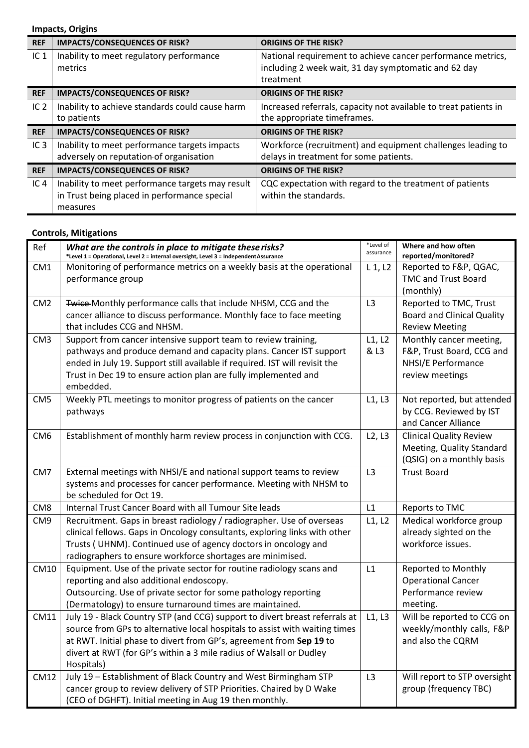**Impacts, Origins**

| REF | IMPACTS/CONSEQUENCES OF RISK? | ORIGINS OF THE RISK? |
|---|---|---|
| IC 1 | Inability to meet regulatory performance metrics | National requirement to achieve cancer performance metrics, including 2 week wait, 31 day symptomatic and 62 day treatment |
| **REF** | **IMPACTS/CONSEQUENCES OF RISK?** | **ORIGINS OF THE RISK?** |
| IC 2 | Inability to achieve standards could cause harm to patients | Increased referrals, capacity not available to treat patients in the appropriate timeframes. |
| **REF** | **IMPACTS/CONSEQUENCES OF RISK?** | **ORIGINS OF THE RISK?** |
| IC 3 | Inability to meet performance targets impacts adversely on reputation of organisation | Workforce (recruitment) and equipment challenges leading to delays in treatment for some patients. |
| **REF** | **IMPACTS/CONSEQUENCES OF RISK?** | **ORIGINS OF THE RISK?** |
| IC 4 | Inability to meet performance targets may result in Trust being placed in performance special measures | CQC expectation with regard to the treatment of patients within the standards. |

**Controls, Mitigations**

| Ref | ***What are the controls in place to mitigate these risks?*** **\*Level 1 = Operational, Level 2 = internal oversight, Level 3 = Independent Assurance** | \*Level of assurance | **Where and how often reported/monitored?** |
|---|---|---|---|
| CM1 | Monitoring of performance metrics on a weekly basis at the operational performance group | L 1, L2 | Reported to F&P, QGAC, TMC and Trust Board (monthly) |
| CM2 | ~~Twice~~ Monthly performance calls that include NHSM, CCG and the cancer alliance to discuss performance. Monthly face to face meeting that includes CCG and NHSM. | L3 | Reported to TMC, Trust Board and Clinical Quality Review Meeting |
| CM3 | Support from cancer intensive support team to review training, pathways and produce demand and capacity plans. Cancer IST support ended in July 19. Support still available if required. IST will revisit the Trust in Dec 19 to ensure action plan are fully implemented and embedded. | L1, L2 & L3 | Monthly cancer meeting, F&P, Trust Board, CCG and NHSI/E Performance review meetings |
| CM5 | Weekly PTL meetings to monitor progress of patients on the cancer pathways | L1, L3 | Not reported, but attended by CCG. Reviewed by IST and Cancer Alliance |
| CM6 | Establishment of monthly harm review process in conjunction with CCG. | L2, L3 | Clinical Quality Review Meeting, Quality Standard (QSIG) on a monthly basis |
| CM7 | External meetings with NHSI/E and national support teams to review systems and processes for cancer performance. Meeting with NHSM to be scheduled for Oct 19. | L3 | Trust Board |
| CM8 | Internal Trust Cancer Board with all Tumour Site leads | L1 | Reports to TMC |
| CM9 | Recruitment. Gaps in breast radiology / radiographer. Use of overseas clinical fellows. Gaps in Oncology consultants, exploring links with other Trusts ( UHNM). Continued use of agency doctors in oncology and radiographers to ensure workforce shortages are minimised. | L1, L2 | Medical workforce group already sighted on the workforce issues. |
| CM10 | Equipment. Use of the private sector for routine radiology scans and reporting and also additional endoscopy. Outsourcing. Use of private sector for some pathology reporting (Dermatology) to ensure turnaround times are maintained. | L1 | Reported to Monthly Operational Cancer Performance review meeting. |
| CM11 | July 19 - Black Country STP (and CCG) support to divert breast referrals at source from GPs to alternative local hospitals to assist with waiting times at RWT. Initial phase to divert from GP's, agreement from **Sep 19** to divert at RWT (for GP's within a 3 mile radius of Walsall or Dudley Hospitals) | L1, L3 | Will be reported to CCG on weekly/monthly calls, F&P and also the CQRM |
| CM12 | July 19 – Establishment of Black Country and West Birmingham STP cancer group to review delivery of STP Priorities. Chaired by D Wake (CEO of DGHFT). Initial meeting in Aug 19 then monthly. | L3 | Will report to STP oversight group (frequency TBC) |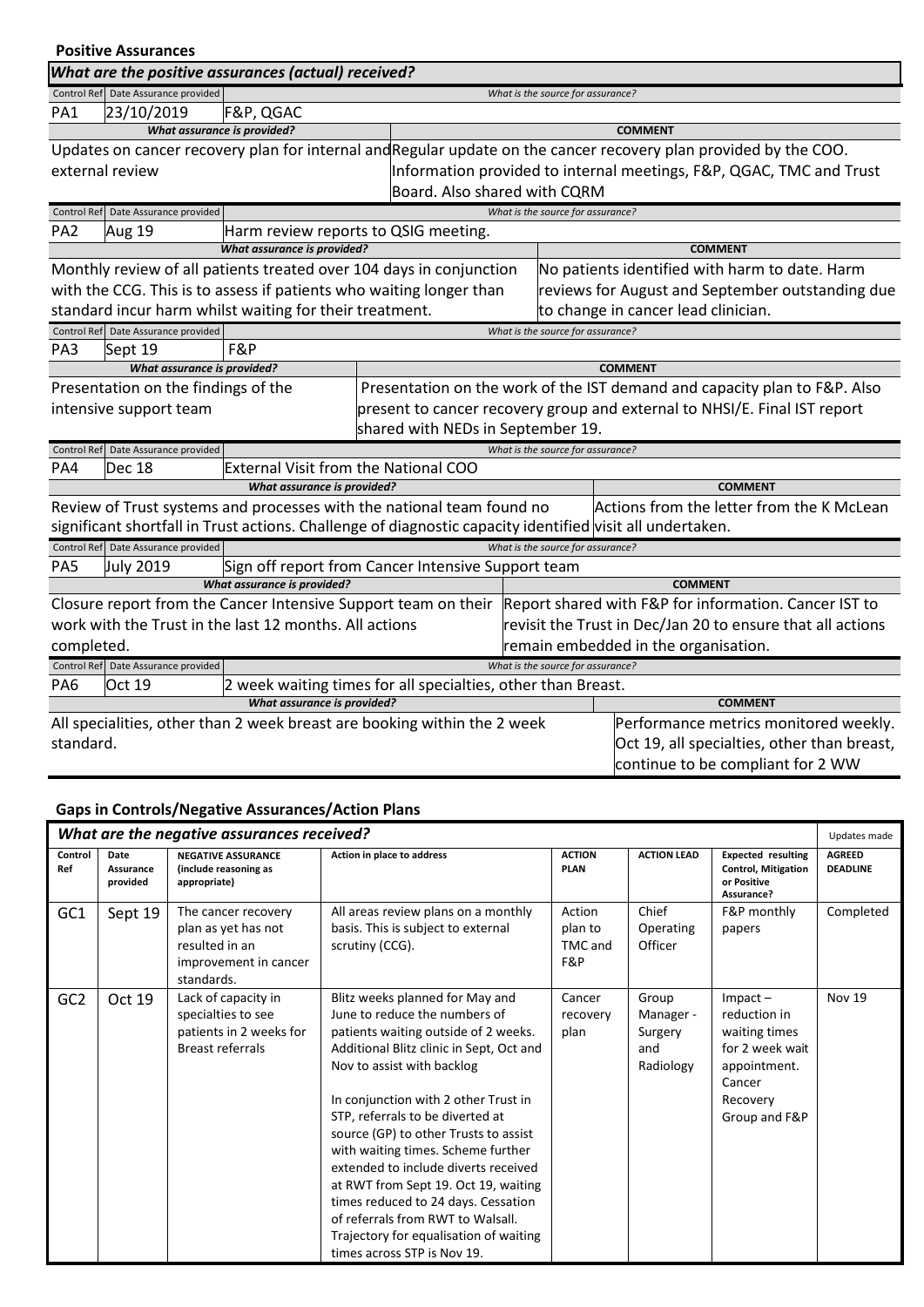## Positive Assurances

### What are the positive assurances (actual) received?

| Control Ref | Date Assurance provided | What is the source for assurance? |
|---|---|---|
| PA1 | 23/10/2019 | F&P, QGAC |

| What assurance is provided? | COMMENT |
|---|---|
| Updates on cancer recovery plan for internal and external review | Regular update on the cancer recovery plan provided by the COO. Information provided to internal meetings, F&P, QGAC, TMC and Trust Board. Also shared with CQRM |

| Control Ref | Date Assurance provided | What is the source for assurance? |
|---|---|---|
| PA2 | Aug 19 | Harm review reports to QSIG meeting. |

| What assurance is provided? | COMMENT |
|---|---|
| Monthly review of all patients treated over 104 days in conjunction with the CCG. This is to assess if patients who waiting longer than standard incur harm whilst waiting for their treatment. | No patients identified with harm to date. Harm reviews for August and September outstanding due to change in cancer lead clinician. |

| Control Ref | Date Assurance provided | What is the source for assurance? |
|---|---|---|
| PA3 | Sept 19 | F&P |

| What assurance is provided? | COMMENT |
|---|---|
| Presentation on the findings of the intensive support team | Presentation on the work of the IST demand and capacity plan to F&P. Also present to cancer recovery group and external to NHSI/E. Final IST report shared with NEDs in September 19. |

| Control Ref | Date Assurance provided | What is the source for assurance? |
|---|---|---|
| PA4 | Dec 18 | External Visit from the National COO |

| What assurance is provided? | COMMENT |
|---|---|
| Review of Trust systems and processes with the national team found no significant shortfall in Trust actions. Challenge of diagnostic capacity identified | Actions from the letter from the K McLean visit all undertaken. |

| Control Ref | Date Assurance provided | What is the source for assurance? |
|---|---|---|
| PA5 | July 2019 | Sign off report from Cancer Intensive Support team |

| What assurance is provided? | COMMENT |
|---|---|
| Closure report from the Cancer Intensive Support team on their work with the Trust in the last 12 months. All actions completed. | Report shared with F&P for information. Cancer IST to revisit the Trust in Dec/Jan 20 to ensure that all actions remain embedded in the organisation. |

| Control Ref | Date Assurance provided | What is the source for assurance? |
|---|---|---|
| PA6 | Oct 19 | 2 week waiting times for all specialties, other than Breast. |

| What assurance is provided? | COMMENT |
|---|---|
| All specialities, other than 2 week breast are booking within the 2 week standard. | Performance metrics monitored weekly. Oct 19, all specialties, other than breast, continue to be compliant for 2 WW |

## Gaps in Controls/Negative Assurances/Action Plans

### What are the negative assurances received?

Updates made

| Control Ref | Date Assurance provided | NEGATIVE ASSURANCE (include reasoning as appropriate) | Action in place to address | ACTION PLAN | ACTION LEAD | Expected resulting Control, Mitigation or Positive Assurance? | AGREED DEADLINE |
|---|---|---|---|---|---|---|---|
| GC1 | Sept 19 | The cancer recovery plan as yet has not resulted in an improvement in cancer standards. | All areas review plans on a monthly basis. This is subject to external scrutiny (CCG). | Action plan to TMC and F&P | Chief Operating Officer | F&P monthly papers | Completed |
| GC2 | Oct 19 | Lack of capacity in specialties to see patients in 2 weeks for Breast referrals | Blitz weeks planned for May and June to reduce the numbers of patients waiting outside of 2 weeks. Additional Blitz clinic in Sept, Oct and Nov to assist with backlog<br><br>In conjunction with 2 other Trust in STP, referrals to be diverted at source (GP) to other Trusts to assist with waiting times. Scheme further extended to include diverts received at RWT from Sept 19. Oct 19, waiting times reduced to 24 days. Cessation of referrals from RWT to Walsall. Trajectory for equalisation of waiting times across STP is Nov 19. | Cancer recovery plan | Group Manager - Surgery and Radiology | Impact – reduction in waiting times for 2 week wait appointment. Cancer Recovery Group and F&P | Nov 19 |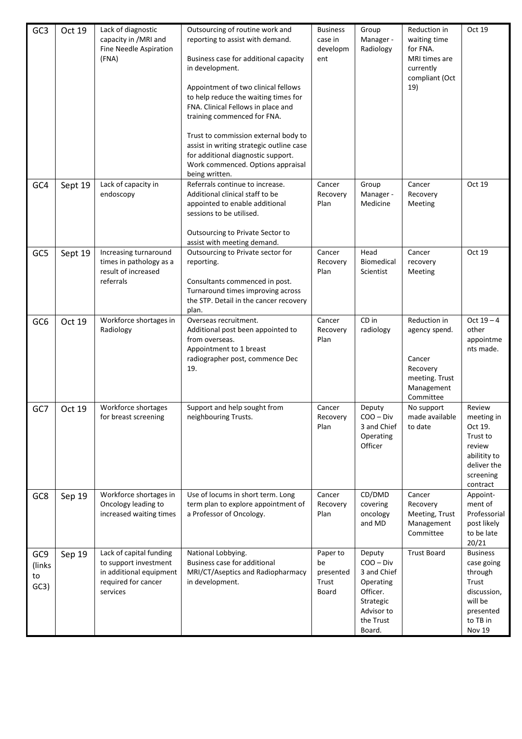| GC3 | Oct 19 | Lack of diagnostic capacity in /MRI and Fine Needle Aspiration (FNA) | Outsourcing of routine work and reporting to assist with demand.<br><br>Business case for additional capacity in development.<br><br>Appointment of two clinical fellows to help reduce the waiting times for FNA. Clinical Fellows in place and training commenced for FNA.<br><br>Trust to commission external body to assist in writing strategic outline case for additional diagnostic support. Work commenced. Options appraisal being written. | Business case in development | Group Manager - Radiology | Reduction in waiting time for FNA. MRI times are currently compliant (Oct 19) | Oct 19 |
|---|---|---|---|---|---|---|---|
| GC4 | Sept 19 | Lack of capacity in endoscopy | Referrals continue to increase. Additional clinical staff to be appointed to enable additional sessions to be utilised.<br><br>Outsourcing to Private Sector to assist with meeting demand. | Cancer Recovery Plan | Group Manager - Medicine | Cancer Recovery Meeting | Oct 19 |
| GC5 | Sept 19 | Increasing turnaround times in pathology as a result of increased referrals | Outsourcing to Private sector for reporting.<br><br>Consultants commenced in post. Turnaround times improving across the STP. Detail in the cancer recovery plan. | Cancer Recovery Plan | Head Biomedical Scientist | Cancer recovery Meeting | Oct 19 |
| GC6 | Oct 19 | Workforce shortages in Radiology | Overseas recruitment.<br>Additional post been appointed to from overseas.<br>Appointment to 1 breast radiographer post, commence Dec 19. | Cancer Recovery Plan | CD in radiology | Reduction in agency spend.<br><br>Cancer Recovery meeting. Trust Management Committee | Oct 19 – 4 other appointments made. |
| GC7 | Oct 19 | Workforce shortages for breast screening | Support and help sought from neighbouring Trusts. | Cancer Recovery Plan | Deputy COO – Div 3 and Chief Operating Officer | No support made available to date | Review meeting in Oct 19. Trust to review abilitity to deliver the screening contract |
| GC8 | Sep 19 | Workforce shortages in Oncology leading to increased waiting times | Use of locums in short term. Long term plan to explore appointment of a Professor of Oncology. | Cancer Recovery Plan | CD/DMD covering oncology and MD | Cancer Recovery Meeting, Trust Management Committee | Appoint-ment of Professorial post likely to be late 20/21 |
| GC9 (links to GC3) | Sep 19 | Lack of capital funding to support investment in additional equipment required for cancer services | National Lobbying.<br>Business case for additional MRI/CT/Aseptics and Radiopharmacy in development. | Paper to be presented Trust Board | Deputy COO – Div 3 and Chief Operating Officer. Strategic Advisor to the Trust Board. | Trust Board | Business case going through Trust discussion, will be presented to TB in Nov 19 |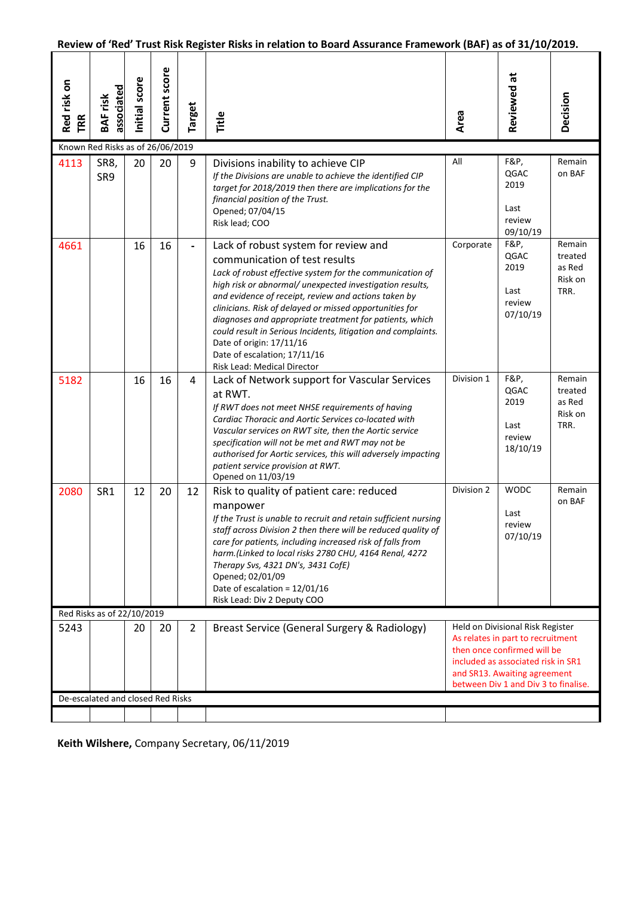**Review of 'Red' Trust Risk Register Risks in relation to Board Assurance Framework (BAF) as of 31/10/2019.**

| Red risk on TRR | BAF risk associated | Initial score | Current score | Target | Title | Area | Reviewed at | Decision |
|---|---|---|---|---|---|---|---|---|
| Known Red Risks as of 26/06/2019 | | | | | | | | |
| 4113 | SR8, SR9 | 20 | 20 | 9 | Divisions inability to achieve CIP<br>*If the Divisions are unable to achieve the identified CIP target for 2018/2019 then there are implications for the financial position of the Trust.*<br>Opened; 07/04/15<br>Risk lead; COO | All | F&P, QGAC 2019<br><br>Last review 09/10/19 | Remain on BAF |
| 4661 | | 16 | 16 | - | Lack of robust system for review and communication of test results<br>*Lack of robust effective system for the communication of high risk or abnormal/ unexpected investigation results, and evidence of receipt, review and actions taken by clinicians. Risk of delayed or missed opportunities for diagnoses and appropriate treatment for patients, which could result in Serious Incidents, litigation and complaints.*<br>Date of origin: 17/11/16<br>Date of escalation; 17/11/16<br>Risk Lead: Medical Director | Corporate | F&P, QGAC 2019<br><br>Last review 07/10/19 | Remain treated as Red Risk on TRR. |
| 5182 | | 16 | 16 | 4 | Lack of Network support for Vascular Services at RWT.<br>*If RWT does not meet NHSE requirements of having Cardiac Thoracic and Aortic Services co-located with Vascular services on RWT site, then the Aortic service specification will not be met and RWT may not be authorised for Aortic services, this will adversely impacting patient service provision at RWT.*<br>Opened on 11/03/19 | Division 1 | F&P, QGAC 2019<br><br>Last review 18/10/19 | Remain treated as Red Risk on TRR. |
| 2080 | SR1 | 12 | 20 | 12 | Risk to quality of patient care: reduced manpower<br>*If the Trust is unable to recruit and retain sufficient nursing staff across Division 2 then there will be reduced quality of care for patients, including increased risk of falls from harm.(Linked to local risks 2780 CHU, 4164 Renal, 4272 Therapy Svs, 4321 DN's, 3431 CofE)*<br>Opened; 02/01/09<br>Date of escalation = 12/01/16<br>Risk Lead: Div 2 Deputy COO | Division 2 | WODC<br><br>Last review 07/10/19 | Remain on BAF |
| Red Risks as of 22/10/2019 | | | | | | | | |
| 5243 | | 20 | 20 | 2 | Breast Service (General Surgery & Radiology) | Held on Divisional Risk Register<br>As relates in part to recruitment then once confirmed will be included as associated risk in SR1 and SR13. Awaiting agreement between Div 1 and Div 3 to finalise. | | |
| De-escalated and closed Red Risks | | | | | | | | |
| | | | | | | | | |

**Keith Wilshere,** Company Secretary, 06/11/2019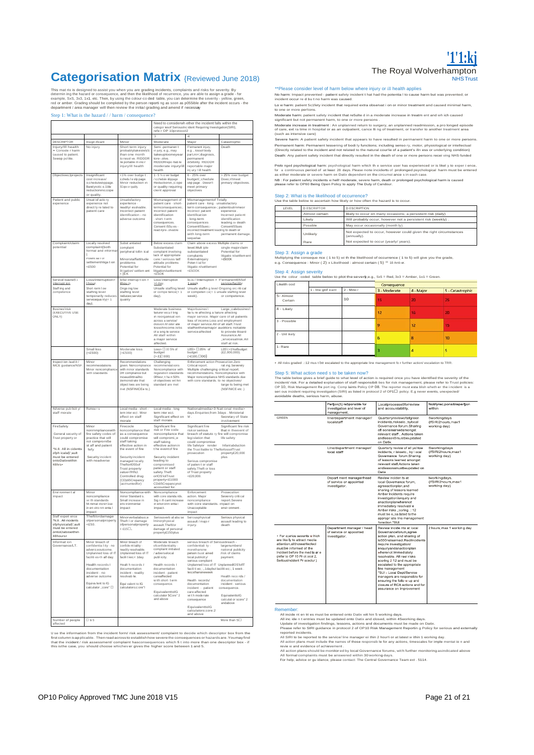# Categorisation Matrix {Reviewed June 2018}

The Royal Wolverhampton NHS Trust

This mat rix is designed to assist you when you are grading incidents, complaints and risks for severity. By determin ing the hazard or consequence, and then the likelihood of recurrence, you are able to assign a grade - for example, 5x5, 3x3, 1x1, etc. Then, by using the colour-co ded table, you can determine the severity - yellow, green, red or amber. Grading should be completed by the person reporti ng as soon as p055ible after the incident occurs - the department / area manager will then review the initial grading and amend if necessary

## Step 1: What is the hazard / / harm / consequence?

| | | | Need to considerwh ether the incident falls within the categor ies of Serious Inc ident Requiring Investigation(SIRI), refe r OP 10protocol2 | | |
|---|---|---|---|---|---|
| | | | 3 | 4 | |
| DESCRIPTOR | Insign ificant | Minor | Moderate | Major | Catastrophic |
| Injury/Ill health ** Conside r harm caused to patient. See op po lite. | No injury | Short-term injury probablytakeslel}5 than one month to resol ve. RIDDOR re portable m ino r injury/ill health | Semi -perman en t in jury, e.g., may takeuptooneyear tore - olve. RIDDORrepo rtab le (moderate injury/ill health | Permanent injury, e.g., lossot body part,misdiagnosis, permanent disability. RIDDOR reportable major in jury / ill health | Death |
| Objectives/projects | Insignificant cost increase/ o;chedulesl ippage. Barelynotic e.ble reductionino;cope or quality. | <1% over budge t o;chedu l e slip page. Minor reduction in 5Cope or quality | 1 - 5 % o ver budget / o;chedule dippage Reductionin ;c ope or quality requiring client approval | 5 - 25% over budget;,chedule slip page. Doesn't meet primary objectives | > 25% over budget Doeo;n'tmeet primary objectives. |
| Patient and public experience | Unsat isf acto ry experience not directly re lated to patient care | Unsatisfactory experience - readily resolvable. Incorrect patient identification - no adverse outcome | Mismanagement of patient care - short-termconsequences;. Incorrect patient identification - short-term consequences. Consent iSSu es - read ilyre - olvable | Mismanagementof Totally patient care - long - unsatisfactory term consequence-. patientoutmmeor Incorrect patient experience. identification Incorrect patient - long-term identification consequences leading co death Consent55ues;- Consent55ues incorrect treatment leading to death or with long-term permanent damage. sequelae | |
| Complaint/claim potential | Locally resolved complaint(both format and informal) Potential for settlement/litigation <£500 | Subst antiated complaint peripheral to clin ical Minorstaffattitude problems Potential for lit igation/ settlem ent < j5 K | Below excess claim Substantiated complaint involving lack of appropriate care / serious taff attitude problems Potential for litigation/settlement <£5OK | Claim above excess Multiple claims or level.Mult iple single major claim substantiated Potential for complaints litigatio n/settlem ent Externalinquiry >£5OOK Poten t ial for litigatio n/settlement <£5OOK | |
| Service/ business interrupt ion Staffing and competence | Loss/interruption> 1hour. Short-term l ow staffing level temporarily reduces servicequality(< 1 day). | lo5s/ interrup t ion > 4hour:s. Ongo ing low staffing level reduces service quality | Loss/ interruption >1 day. Unsafe staffing level or compe tence(< 1 day). | lo.is / Interruption > 1week Unsafe staffin g level Ongoing orc riti cal or competen ce(< 1 unsafe staffing level week). or competence. | Permanentl055of service/facility |
| Business risk (EXECUTIVE USE ONLY) | | | Moderate business failure/ eo;u l ting in reorganisat ion across a service/ division.M oder ate losso f income.lo5s of a sing le service All staff within a major service affected. | Majorbusines/ failu re affecting a service. Major loss of income. Loss of major service. All staffwithinamajor service affected | Large ;calebusines/ failure affecting all patients and employment at all staff. Trust auditors notable to provide Board Assurance. All ;ervicesatrisk. All staff at risk. |
| | Small loss (<£500) | Moderate loss (>£500) | Loss> ☐.0.5% of budget (>£☐000) | L05> ☐05% of budget (<£100,☐00) | L05>1%ofbudget (£2,000,000). |
| Inspect ion /aud it / NICE guidance/NSF. | Minor recommendations Minor noncompliance with standards | Recommendations given. Noncompliance with minor standards OR compliance but noauditttrailto demonstrate that object ives are being met (NSF/NICEe tc.) | Challenging recommendations Noncompliance with regulation standards 0Rless t ha n 50% of objectives wi thin standard are met | Enforcement action Prosecution.Zero Critical report. rat ing.Severely Multiple challenging critical report. recommendations. Noncompliance with Major noncompliance NHS standards due with core standards. to no objectives/ targe ts being met (NSF/NICE etc.) | |
| Adverse publicity/ staff morale | Rumou r s | Local media - short-term inter est. Minor effect on staff morale | Local media - long term inter est. Significant effect on staff morale | National media <3 days. Enquiries from M.P. | National media >3 days. Ministerial Secretary of State involvement |
| FireSafety General security of Trust property or *N.B. All in cidents of ph ical ial§',ault must be entered ontoDatixwithin 48hrs• | Minor noncompliancewith fire safety codes of practice that will not compromise st aff and patient safety Security incident with noadverse | Firecode noncompliance that as a consequence could compromise staff taking effective action in the event of fire Security incident managed locally. Theftofl055of Trust property value<fHNJ. Controlled drug (CD)d5Crepancy (accountedfor) | Significant fire risk or Fire code noncompliance that will compromise staff taking effective action in the event of fire Security incident leading to compromised patient or staff safety. Theft orlOS5ofTrust property<£1000 CDdi5Crepancynot accounted for. | Significant fire risk or serious breach of statutory legislation that could compromise life Safety or render the Trust liable to prosecution. Serious compromise of patien t or staff safety. Theft or loss of Trust property <£20,000. | Significant fire risk that in the event of fire will compromise life safety Infant abduction TheftorlossofTrust property£20,000 plus |
| Env ironmen t al impact | Minor noncompliance wi th standards M inimal incre1se in en viro nm enta l impact | Noncompliance with minor Standard s. Small increase in env ironmental impact. | Noncompliance with core standa rds. Sig n ifi cant increase in environm enta l impact. | Enforcement action. Major noncompliance with core standards. Unacceptable impact | Prosecution Severely critical report. Severe impact on envir onment. |
| Staff experience *N.8. All incidents ofphysicalal§',ault must be entered ontoDatixwithin 48hours• | Theft/ordamage ofpersonalproperty <£50. | Minorverbalabuse;e Theft l or damage ofpersonalproperty < £15☐. | Seriousverb al abu se /minorphysical assault.Theftor damage of personal property£150plus | Seriousphysical assault / major injury. | Serious physical assault leading to death |
| Information Governance/I.T. | Minor breach of confidentia l ity - no adverse outcome. Unplanned loss of IT faciliti es<h alf day. Health records / documentation incident - no adverse outcome Equiva lent to IG calculator ;,core" ☐ | Minor breach of confide ntiality - readily resolvable. Unplanned loss of IT facili t ies;< 1day. Health records / documentation incident - readily resolvab le. Equi valent to IG calculatoro;core"l | Moderate breach ofconfidentiality - complaint initiated / adverse local publicity. Health records / documentation incident - patient care affected with short-term consequence. EquivalenttoIG calculator 5Core" 2 and above | serious breach of confidential ity - morethanone person / sust ained local publicity/ serious complaint Unplanned loss of IT faciliti es ;_1day but less than one week Health records/ documentation incident - patient care affected with moderate consequence EquivalenttoIG calculatorscore 2 and above | Serious breach - largenumbers/ national publicity /risk of claims payment. Unplanned l055ofIT facilit ies;_ 1 week. Health reco rds / documentation incident - serious consequence. EquivalenttoIG calculat or score" 2 andabove |
| Number of people affected | ☐ to 5 | | | | More than 5☐ |

Use the information from the incident form/ risk assessment/ complaint to decide which descriptor box from the first column is applicable. Then read across to establish how severe the consequences or hazards are. You may find that the incident / risk assessment/ complaint has consequences which fit into more than one descriptor box - if this is the case, you should choose whichever gives the higher score between 1 and 5.

**Please consider level of harm below where injury or ill health applies

No harm: Impact prevented - patient safety incident t hat had the potentia l to cause harm but was prevented; or incident occur re d bu t no harm was caused.

Lo w harm: patient 5c1fety incident that required extra observat i on or minor treatment and caused minimal harm, to one or more perlions.

Moderate harm: patient safety incident that re5ulte d in a moderate increase in treatm ent and wh ich caused significant but not permanent harm, to one or more persons .

Moderate increase in treatment : An unplanned return to surgery, an unplanned readmission, a pro longed episode of care, ext ra time in hospital or as an outpatient, cance lli ng of treatment, or transfer to another treatment area (such as intensive care)

Severe harm: A patient safety incident that appears to have resulted in permanent harm to one or more persons.

Permanent harm: Permanent lessening of bodi ly functions; including senso ry, motor, physiological or intellectual (Directly related to the incident and not related to the natural courtie of a patient's illn ess or underlying condition)

Death: Any patient safety incident that directly resulted in the death of one or more persons recei ving NHS-funded

Prolo nged psychological harm: psychological harm which th e service user has experienced or is likel y to exper i ence, for a continuous period of at least 28 days. Please note incidents of prolonged psychological harm must be entered as either moderate or severe harm on Datix dependent on the circumst ance s in each case.

NB : For patient safety incidents w hetf moderate, severe harm, death or prolonged psychological harm is caused please refer to OP60 Being Open Policy to apply The Duty of Candour.

## Step 2: What is the likelihood of occurrence?

Use the table below to ascertain how likely or how often the hazard is to occur.

| LEVEL | DESCRIPTOR | DESCRIPTION |
|---|---|---|
| | Almost certain | likely to occur on many occasions; a persistent risk (daily) |
| | Likely | Will probably occur, however not a persistent risk (weekly) |
| | Possible | May occur occasionally (month ly). |
| | Unlikely | Not expected to occur, however could given the right circumstances (annually). |
| | Rare | Not expected to occur (yearly/ years). |

## Step 3: Assign a grade

Multiplying the conseque nce ( 1 to 5) wi th the likelihood of occurrence ( 1 to 5) will give you the grade, e.g. Consequence : Minor ( 2) x Likelihood : almost certain ( 5) = 10 Amb er.

## Step 4: Assign severity

Use the colour -coded table below to plot the severity,e.g., 5x5 = Red, 3x3 = Amber, 1x1 = Green.

| Likelihood | Consequence | | | | |
|---|---|---|---|---|---|
| | 1 - Insignificant | 2 - Minor | 3 - Moderate | 4 - Major | 5 - Catastrophic |
| 5 - Almost Certain | | 10 | 15 | 20 | 25 |
| 4 - Likely | | | 12 | 16 | 20 |
| 3 - Possible | | | 9 | 12 | 15 |
| 2 - Unlikely | | | 6 | 8 | 10 |
| 1 - Rare | | | 3 | 4 | 5 |

• All risks graded ::12 mus t be escalated to the appropriate line management fo r further action/ escalation to TRR.

## Step 5: What action need s to be taken now?

The table below gives a brief guide to what level of action is required once you have identified the severity of the incident/ risk. For a detailed explanation of staff responsibili ties for risk management, please refer to Trust policies: OP 10, Risk Management Re port ing. Comp laints Policy OP 08. The reporter must esta blish wheth er the incident is a seri ous incident requiring investigation (SIRI) as listed in protocol 2 of OP1☐ policy. E.g never events, unexpected/ avoidable deaths, serious harm, abuse.

| | Person(s) responsible for investigation and level of management. | Local processes for review and accountability. | Notify responsible person within |
|---|---|---|---|
| GREEN | line/department manager/ local staff | Quarterly review of all green incidents, risks etc., by local Governance forum. Sharing of lessons learned amongst relevant staff. Actions taken and lessons must be updated on Datix. | 5 working days (If SIRI 2 hours, max 1 working day) |
| | Line/department manager/ local staff | Quarterly review of all yellow incidents, risks etc., by local Governance forum. Sharing of lessons learned amongst relevant staff. Actions taken and lessons must be updated on Datix | 5 working days (If SIRI 2 hours, max 1 working day) |
| | Department manager/head of service or appointed investigator. | Review inciden ts at local Governance forum, agree action plan and sharing of lessons learned Amber incidents require investigation/enquiry and an action plan wherenot immediately resolvable. Amber risks ;coring ::12 must be e;ca lated to the appropr iate line management for action. *SUI | 1 working days (If SIRI 2 hours, max 1 working day) |
| • For o;erious events which are like ly to attract media attention, all those affected must be informed of the incident before the media are (refer to OP 10 Pr ot ocol 2, Serious Incident Pr ocedur ) | Department manager / head of service or appointed investigator. | Review incide nts at local Governance forum, agree action plan, and sharing of lessons learned. Red incidents require investigation/ enquiry and an action plan where not immediately resolvable. All red risks scoring ≥ 12 must be escalated to the appropriate line management *SUI - Local Dept/Service managers are responsible for ensuring the follow up and closure of RCA actions and for assurance on improvement | 2 hours, max 1 working day |

Remember:

All incide nt en tri es must be entered onto Datix wit hin 5 working days.

All inc ide n t entries must be updated onto Datix and closed, within 45working days.

Update of investigation findings, lessons, actions and documents must be made on Datix.

Please refer to SIRI guidance in protocol 2 of OP10 Risk Management Reporting Policy for serious and externally reported incidents.

All SIRI to be reported to the service/ line manager wi thin 2 hour/s or at latest within 1 working day.

All action plans must include the names of those responsible for any actions, timescales for imple mental io n and revie w and evidence of achievement .

All action plans should be monitored by local Governance forums, with further monitoring as indicated above

All formal complaints must be answered within 30 working days.

For help, advice or gu idance, please contact: The Central Governance Team ext . 5114.

OP10 Policy Approved TMC June 2018 V15